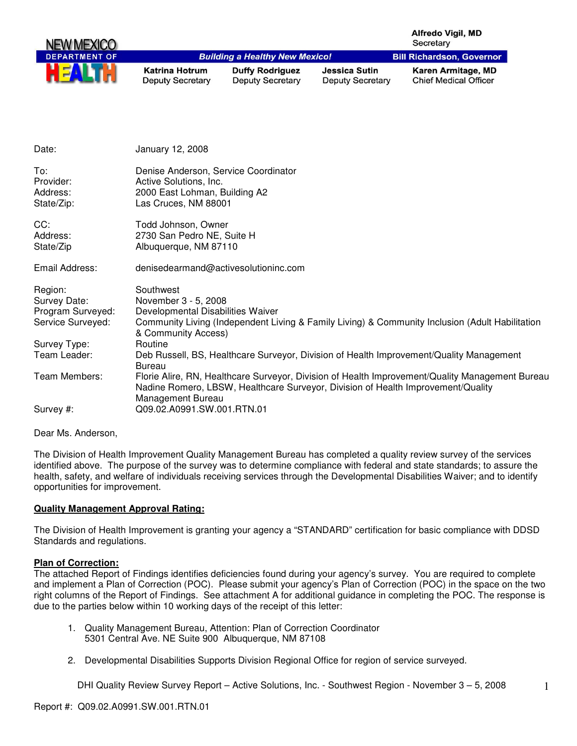**NEW MEXICO DEPARTMENT OF HEALTH**

*Building a Healthy New Mexico!*

Alfredo Vigil, MD
Secretary

Bill Richardson, Governor

| Katrina Hotrum | Duffy Rodriguez | Jessica Sutin | Karen Armitage, MD |
|---|---|---|---|
| Deputy Secretary | Deputy Secretary | Deputy Secretary | Chief Medical Officer |

| | |
|---|---|
| Date: | January 12, 2008 |
| To: | Denise Anderson, Service Coordinator |
| Provider: | Active Solutions, Inc. |
| Address: | 2000 East Lohman, Building A2 |
| State/Zip: | Las Cruces, NM 88001 |
| CC: | Todd Johnson, Owner |
| Address: | 2730 San Pedro NE, Suite H |
| State/Zip | Albuquerque, NM 87110 |
| Email Address: | denisedearmand@activesolutioninc.com |
| Region: | Southwest |
| Survey Date: | November 3 - 5, 2008 |
| Program Surveyed: | Developmental Disabilities Waiver |
| Service Surveyed: | Community Living (Independent Living & Family Living) & Community Inclusion (Adult Habilitation & Community Access) |
| Survey Type: | Routine |
| Team Leader: | Deb Russell, BS, Healthcare Surveyor, Division of Health Improvement/Quality Management Bureau |
| Team Members: | Florie Alire, RN, Healthcare Surveyor, Division of Health Improvement/Quality Management Bureau<br>Nadine Romero, LBSW, Healthcare Surveyor, Division of Health Improvement/Quality Management Bureau |
| Survey #: | Q09.02.A0991.SW.001.RTN.01 |

Dear Ms. Anderson,

The Division of Health Improvement Quality Management Bureau has completed a quality review survey of the services identified above. The purpose of the survey was to determine compliance with federal and state standards; to assure the health, safety, and welfare of individuals receiving services through the Developmental Disabilities Waiver; and to identify opportunities for improvement.

**Quality Management Approval Rating:**

The Division of Health Improvement is granting your agency a "STANDARD" certification for basic compliance with DDSD Standards and regulations.

**Plan of Correction:**

The attached Report of Findings identifies deficiencies found during your agency's survey. You are required to complete and implement a Plan of Correction (POC). Please submit your agency's Plan of Correction (POC) in the space on the two right columns of the Report of Findings. See attachment A for additional guidance in completing the POC. The response is due to the parties below within 10 working days of the receipt of this letter:

1. Quality Management Bureau, Attention: Plan of Correction Coordinator
   5301 Central Ave. NE Suite 900 Albuquerque, NM 87108

2. Developmental Disabilities Supports Division Regional Office for region of service surveyed.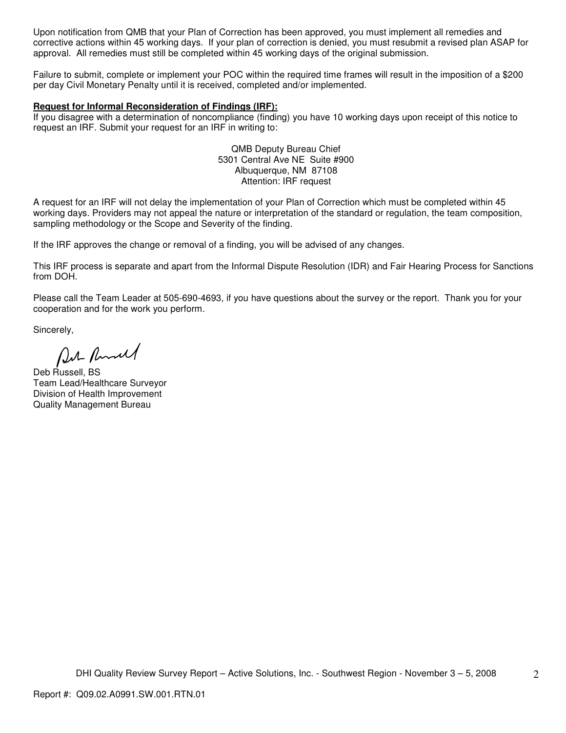Upon notification from QMB that your Plan of Correction has been approved, you must implement all remedies and corrective actions within 45 working days. If your plan of correction is denied, you must resubmit a revised plan ASAP for approval. All remedies must still be completed within 45 working days of the original submission.

Failure to submit, complete or implement your POC within the required time frames will result in the imposition of a $200 per day Civil Monetary Penalty until it is received, completed and/or implemented.

**Request for Informal Reconsideration of Findings (IRF):**
If you disagree with a determination of noncompliance (finding) you have 10 working days upon receipt of this notice to request an IRF. Submit your request for an IRF in writing to:

QMB Deputy Bureau Chief
5301 Central Ave NE Suite #900
Albuquerque, NM 87108
Attention: IRF request

A request for an IRF will not delay the implementation of your Plan of Correction which must be completed within 45 working days. Providers may not appeal the nature or interpretation of the standard or regulation, the team composition, sampling methodology or the Scope and Severity of the finding.

If the IRF approves the change or removal of a finding, you will be advised of any changes.

This IRF process is separate and apart from the Informal Dispute Resolution (IDR) and Fair Hearing Process for Sanctions from DOH.

Please call the Team Leader at 505-690-4693, if you have questions about the survey or the report. Thank you for your cooperation and for the work you perform.

Sincerely,

Deb Russell, BS
Team Lead/Healthcare Surveyor
Division of Health Improvement
Quality Management Bureau

Report #: Q09.02.A0991.SW.001.RTN.01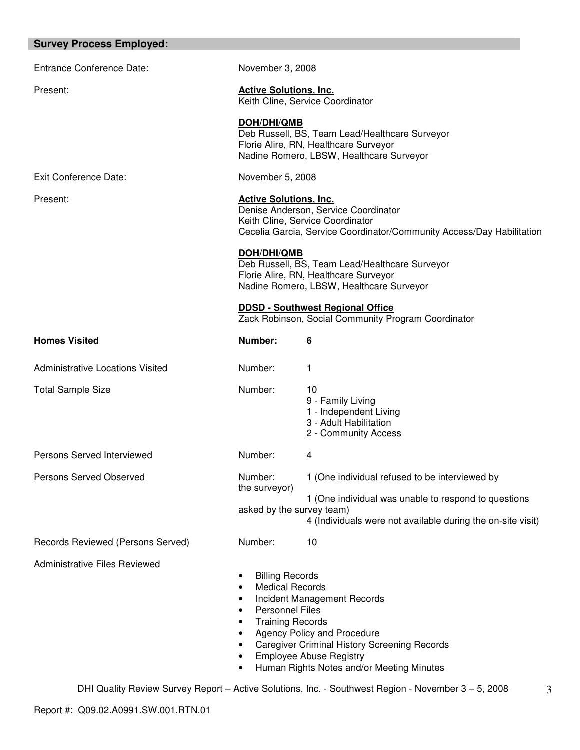## Survey Process Employed:

Entrance Conference Date: November 3, 2008

Present:

**Active Solutions, Inc.**
Keith Cline, Service Coordinator

**DOH/DHI/QMB**
Deb Russell, BS, Team Lead/Healthcare Surveyor
Florie Alire, RN, Healthcare Surveyor
Nadine Romero, LBSW, Healthcare Surveyor

Exit Conference Date: November 5, 2008

Present:

**Active Solutions, Inc.**
Denise Anderson, Service Coordinator
Keith Cline, Service Coordinator
Cecelia Garcia, Service Coordinator/Community Access/Day Habilitation

**DOH/DHI/QMB**
Deb Russell, BS, Team Lead/Healthcare Surveyor
Florie Alire, RN, Healthcare Surveyor
Nadine Romero, LBSW, Healthcare Surveyor

**DDSD - Southwest Regional Office**
Zack Robinson, Social Community Program Coordinator

**Homes Visited** — **Number: 6**

Administrative Locations Visited — Number: 1

Total Sample Size — Number: 10
- 9 - Family Living
- 1 - Independent Living
- 3 - Adult Habilitation
- 2 - Community Access

Persons Served Interviewed — Number: 4

Persons Served Observed — Number:
- 1 (One individual refused to be interviewed by the surveyor)
- 1 (One individual was unable to respond to questions asked by the survey team)
- 4 (Individuals were not available during the on-site visit)

Records Reviewed (Persons Served) — Number: 10

Administrative Files Reviewed
- Billing Records
- Medical Records
- Incident Management Records
- Personnel Files
- Training Records
- Agency Policy and Procedure
- Caregiver Criminal History Screening Records
- Employee Abuse Registry
- Human Rights Notes and/or Meeting Minutes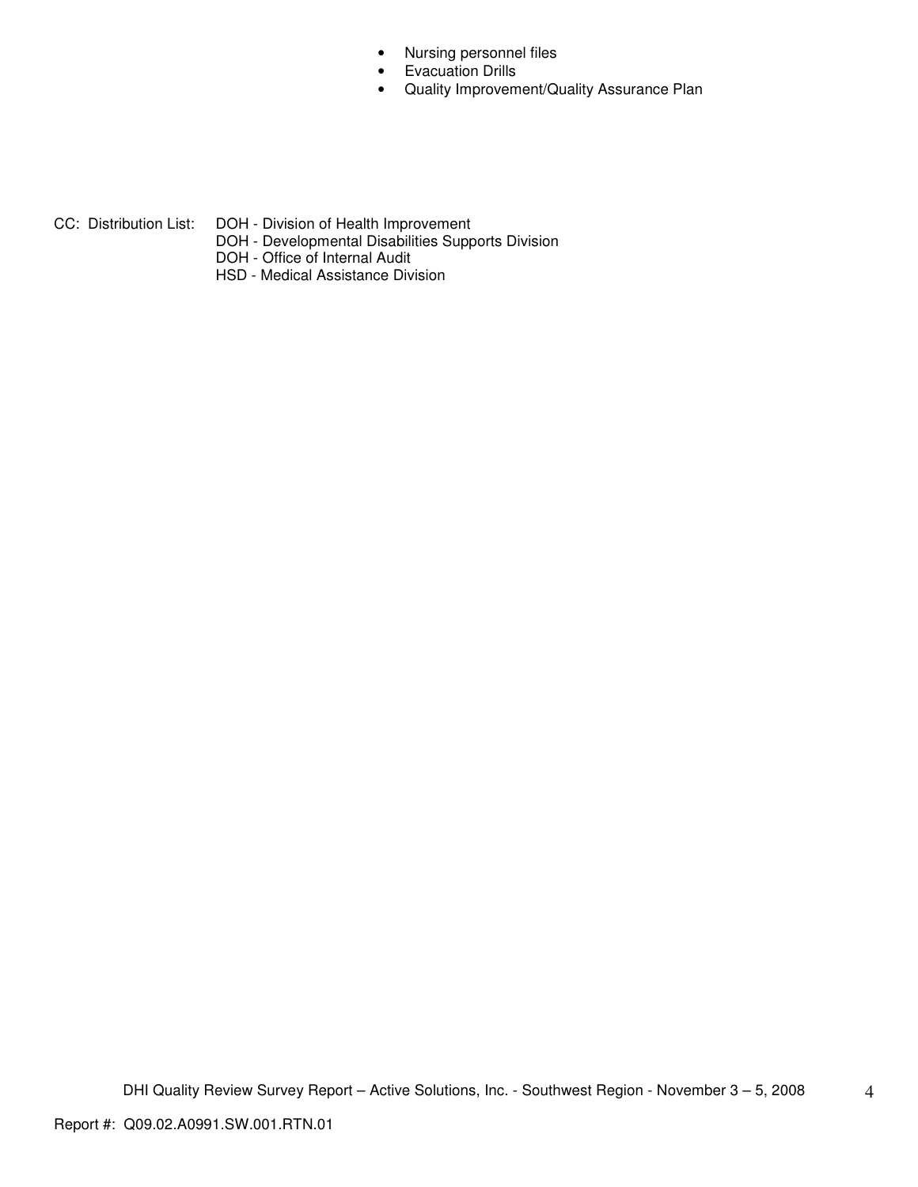- Nursing personnel files
- Evacuation Drills
- Quality Improvement/Quality Assurance Plan

CC: Distribution List: DOH - Division of Health Improvement
DOH - Developmental Disabilities Supports Division
DOH - Office of Internal Audit
HSD - Medical Assistance Division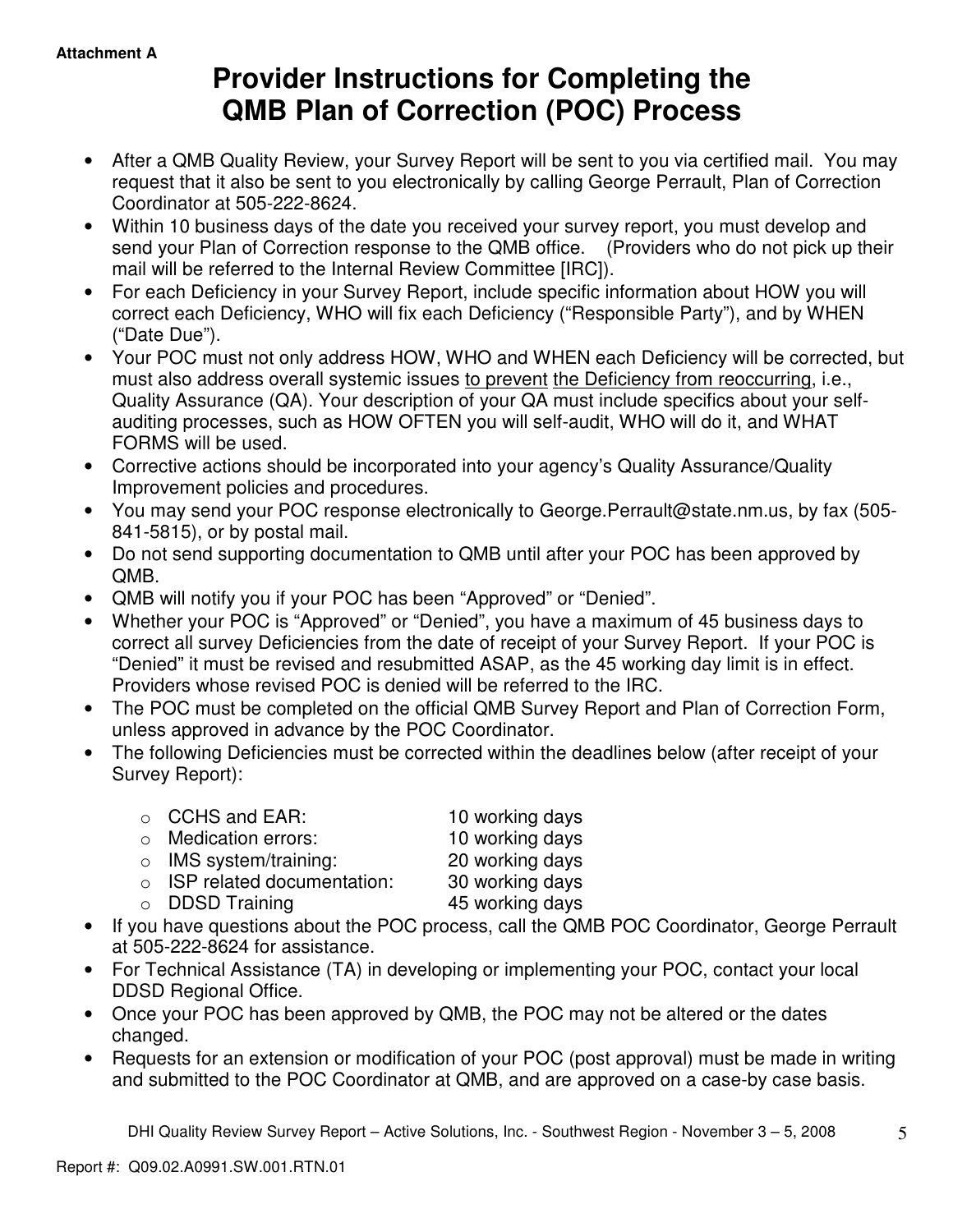**Attachment A**

# Provider Instructions for Completing the QMB Plan of Correction (POC) Process

- After a QMB Quality Review, your Survey Report will be sent to you via certified mail. You may request that it also be sent to you electronically by calling George Perrault, Plan of Correction Coordinator at 505-222-8624.
- Within 10 business days of the date you received your survey report, you must develop and send your Plan of Correction response to the QMB office. (Providers who do not pick up their mail will be referred to the Internal Review Committee [IRC]).
- For each Deficiency in your Survey Report, include specific information about HOW you will correct each Deficiency, WHO will fix each Deficiency ("Responsible Party"), and by WHEN ("Date Due").
- Your POC must not only address HOW, WHO and WHEN each Deficiency will be corrected, but must also address overall systemic issues <u>to prevent</u> <u>the Deficiency from reoccurring</u>, i.e., Quality Assurance (QA). Your description of your QA must include specifics about your self-auditing processes, such as HOW OFTEN you will self-audit, WHO will do it, and WHAT FORMS will be used.
- Corrective actions should be incorporated into your agency's Quality Assurance/Quality Improvement policies and procedures.
- You may send your POC response electronically to George.Perrault@state.nm.us, by fax (505-841-5815), or by postal mail.
- Do not send supporting documentation to QMB until after your POC has been approved by QMB.
- QMB will notify you if your POC has been "Approved" or "Denied".
- Whether your POC is "Approved" or "Denied", you have a maximum of 45 business days to correct all survey Deficiencies from the date of receipt of your Survey Report. If your POC is "Denied" it must be revised and resubmitted ASAP, as the 45 working day limit is in effect. Providers whose revised POC is denied will be referred to the IRC.
- The POC must be completed on the official QMB Survey Report and Plan of Correction Form, unless approved in advance by the POC Coordinator.
- The following Deficiencies must be corrected within the deadlines below (after receipt of your Survey Report):
  - CCHS and EAR: 10 working days
  - Medication errors: 10 working days
  - IMS system/training: 20 working days
  - ISP related documentation: 30 working days
  - DDSD Training 45 working days
- If you have questions about the POC process, call the QMB POC Coordinator, George Perrault at 505-222-8624 for assistance.
- For Technical Assistance (TA) in developing or implementing your POC, contact your local DDSD Regional Office.
- Once your POC has been approved by QMB, the POC may not be altered or the dates changed.
- Requests for an extension or modification of your POC (post approval) must be made in writing and submitted to the POC Coordinator at QMB, and are approved on a case-by case basis.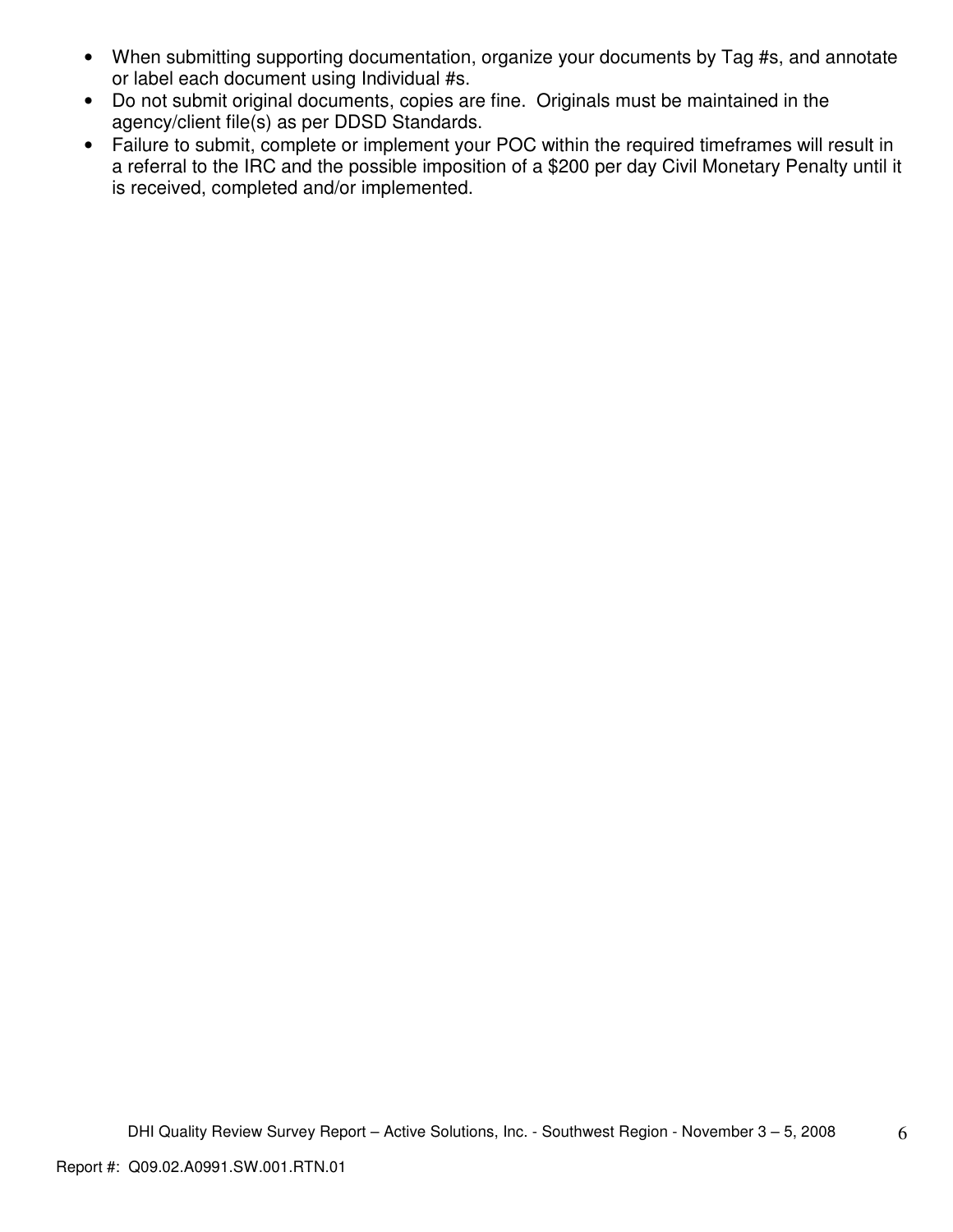- When submitting supporting documentation, organize your documents by Tag #s, and annotate or label each document using Individual #s.
- Do not submit original documents, copies are fine. Originals must be maintained in the agency/client file(s) as per DDSD Standards.
- Failure to submit, complete or implement your POC within the required timeframes will result in a referral to the IRC and the possible imposition of a $200 per day Civil Monetary Penalty until it is received, completed and/or implemented.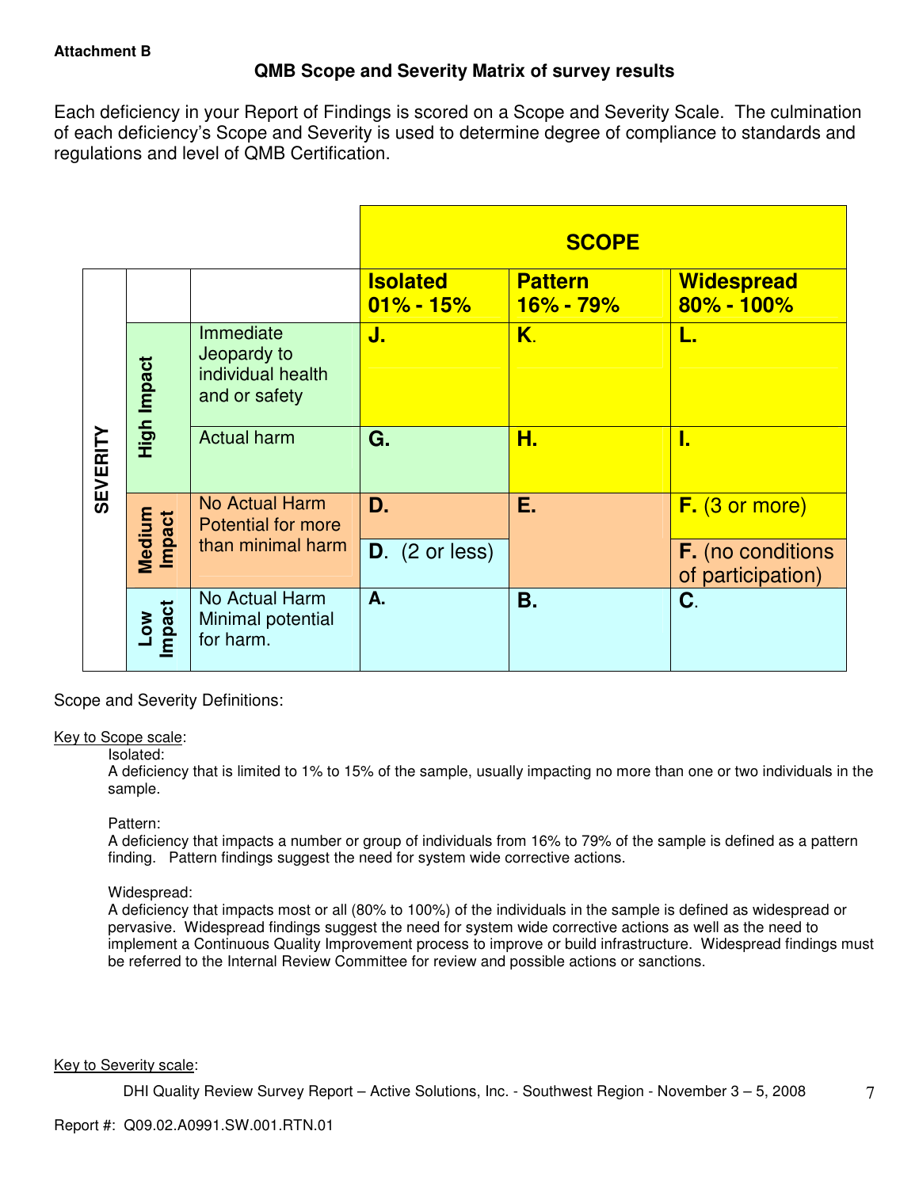**Attachment B**

## QMB Scope and Severity Matrix of survey results

Each deficiency in your Report of Findings is scored on a Scope and Severity Scale. The culmination of each deficiency's Scope and Severity is used to determine degree of compliance to standards and regulations and level of QMB Certification.

| | | | **SCOPE** | | |
|---|---|---|---|---|---|
| **SEVERITY** | | | **Isolated 01% - 15%** | **Pattern 16% - 79%** | **Widespread 80% - 100%** |
| | **High Impact** | Immediate Jeopardy to individual health and or safety | **J.** | **K.** | **L.** |
| | **High Impact** | Actual harm | **G.** | **H.** | **I.** |
| | **Medium Impact** | No Actual Harm Potential for more than minimal harm | **D.** | **E.** | **F.** (3 or more) |
| | **Medium Impact** | | **D.** (2 or less) | | **F.** (no conditions of participation) |
| | **Low Impact** | No Actual Harm Minimal potential for harm. | **A.** | **B.** | **C.** |

Scope and Severity Definitions:

Key to Scope scale:

Isolated:
A deficiency that is limited to 1% to 15% of the sample, usually impacting no more than one or two individuals in the sample.

Pattern:
A deficiency that impacts a number or group of individuals from 16% to 79% of the sample is defined as a pattern finding. Pattern findings suggest the need for system wide corrective actions.

Widespread:
A deficiency that impacts most or all (80% to 100%) of the individuals in the sample is defined as widespread or pervasive. Widespread findings suggest the need for system wide corrective actions as well as the need to implement a Continuous Quality Improvement process to improve or build infrastructure. Widespread findings must be referred to the Internal Review Committee for review and possible actions or sanctions.

Key to Severity scale: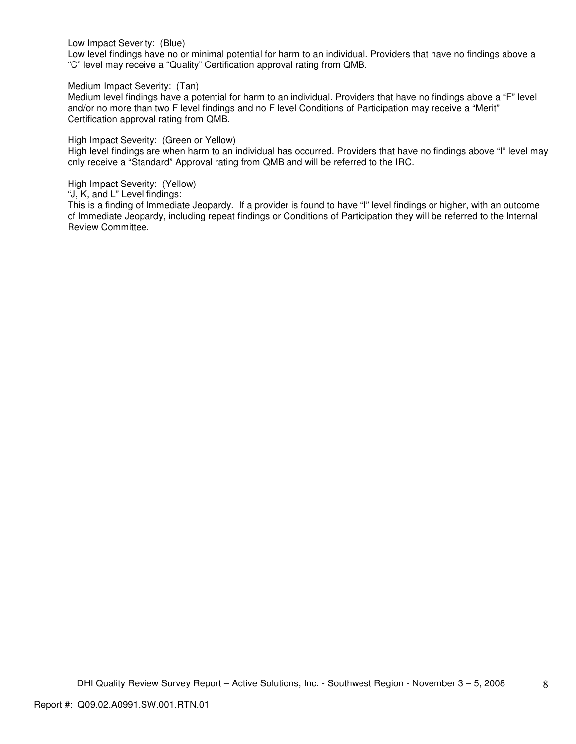Low Impact Severity: (Blue)
Low level findings have no or minimal potential for harm to an individual. Providers that have no findings above a "C" level may receive a "Quality" Certification approval rating from QMB.

Medium Impact Severity: (Tan)
Medium level findings have a potential for harm to an individual. Providers that have no findings above a "F" level and/or no more than two F level findings and no F level Conditions of Participation may receive a "Merit" Certification approval rating from QMB.

High Impact Severity: (Green or Yellow)
High level findings are when harm to an individual has occurred. Providers that have no findings above "I" level may only receive a "Standard" Approval rating from QMB and will be referred to the IRC.

High Impact Severity: (Yellow)
"J, K, and L" Level findings:
This is a finding of Immediate Jeopardy. If a provider is found to have "I" level findings or higher, with an outcome of Immediate Jeopardy, including repeat findings or Conditions of Participation they will be referred to the Internal Review Committee.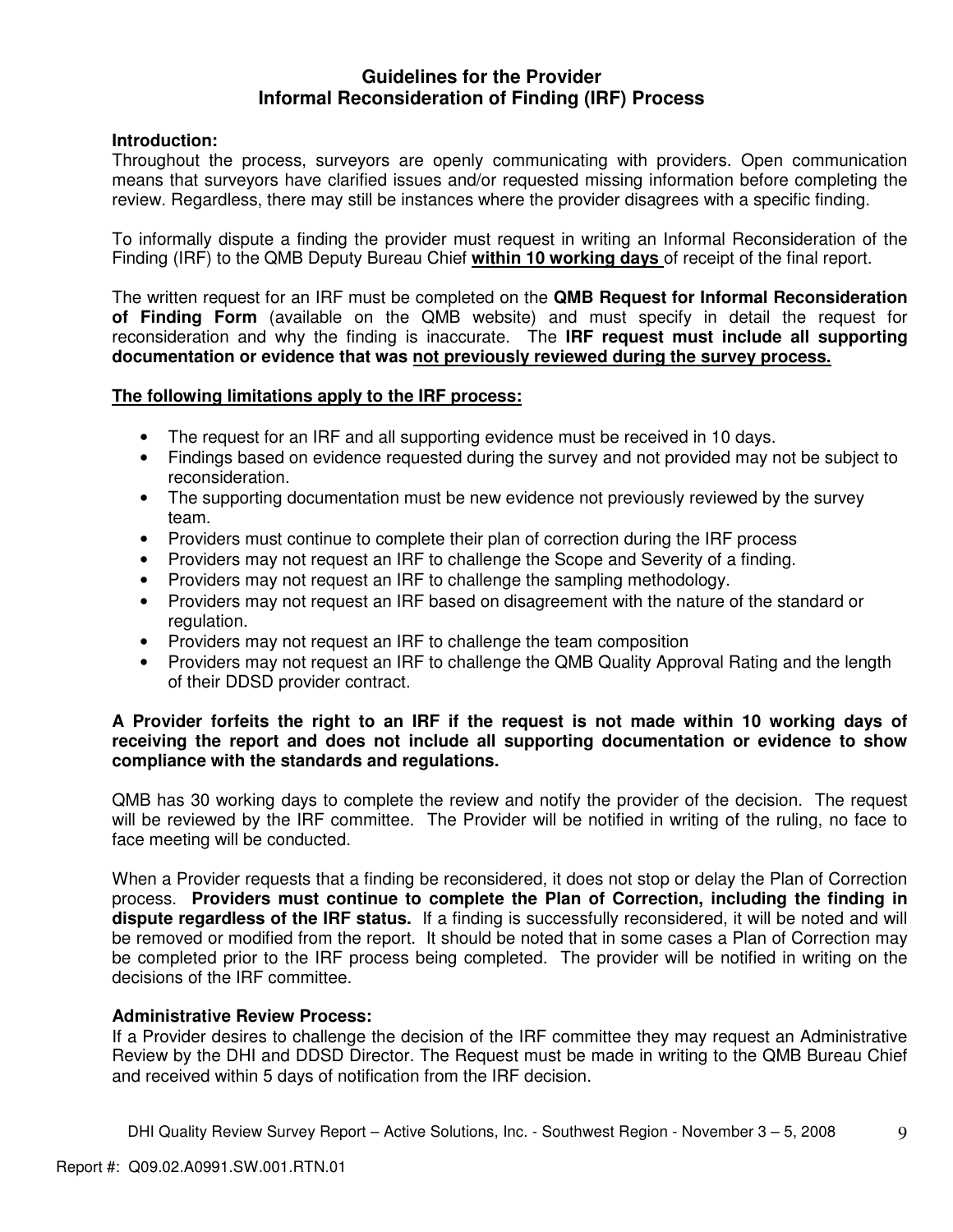## Guidelines for the Provider
## Informal Reconsideration of Finding (IRF) Process

**Introduction:**
Throughout the process, surveyors are openly communicating with providers. Open communication means that surveyors have clarified issues and/or requested missing information before completing the review. Regardless, there may still be instances where the provider disagrees with a specific finding.

To informally dispute a finding the provider must request in writing an Informal Reconsideration of the Finding (IRF) to the QMB Deputy Bureau Chief **within 10 working days** of receipt of the final report.

The written request for an IRF must be completed on the **QMB Request for Informal Reconsideration of Finding Form** (available on the QMB website) and must specify in detail the request for reconsideration and why the finding is inaccurate. The **IRF request must include all supporting documentation or evidence that was not previously reviewed during the survey process.**

**The following limitations apply to the IRF process:**

- The request for an IRF and all supporting evidence must be received in 10 days.
- Findings based on evidence requested during the survey and not provided may not be subject to reconsideration.
- The supporting documentation must be new evidence not previously reviewed by the survey team.
- Providers must continue to complete their plan of correction during the IRF process
- Providers may not request an IRF to challenge the Scope and Severity of a finding.
- Providers may not request an IRF to challenge the sampling methodology.
- Providers may not request an IRF based on disagreement with the nature of the standard or regulation.
- Providers may not request an IRF to challenge the team composition
- Providers may not request an IRF to challenge the QMB Quality Approval Rating and the length of their DDSD provider contract.

**A Provider forfeits the right to an IRF if the request is not made within 10 working days of receiving the report and does not include all supporting documentation or evidence to show compliance with the standards and regulations.**

QMB has 30 working days to complete the review and notify the provider of the decision. The request will be reviewed by the IRF committee. The Provider will be notified in writing of the ruling, no face to face meeting will be conducted.

When a Provider requests that a finding be reconsidered, it does not stop or delay the Plan of Correction process. **Providers must continue to complete the Plan of Correction, including the finding in dispute regardless of the IRF status.** If a finding is successfully reconsidered, it will be noted and will be removed or modified from the report. It should be noted that in some cases a Plan of Correction may be completed prior to the IRF process being completed. The provider will be notified in writing on the decisions of the IRF committee.

**Administrative Review Process:**
If a Provider desires to challenge the decision of the IRF committee they may request an Administrative Review by the DHI and DDSD Director. The Request must be made in writing to the QMB Bureau Chief and received within 5 days of notification from the IRF decision.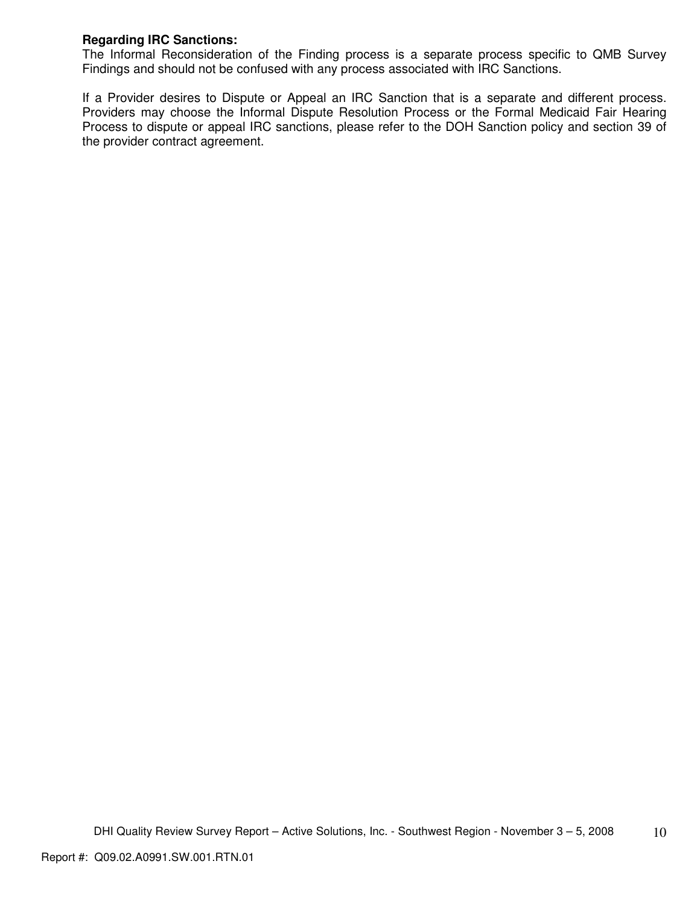**Regarding IRC Sanctions:**

The Informal Reconsideration of the Finding process is a separate process specific to QMB Survey Findings and should not be confused with any process associated with IRC Sanctions.

If a Provider desires to Dispute or Appeal an IRC Sanction that is a separate and different process. Providers may choose the Informal Dispute Resolution Process or the Formal Medicaid Fair Hearing Process to dispute or appeal IRC sanctions, please refer to the DOH Sanction policy and section 39 of the provider contract agreement.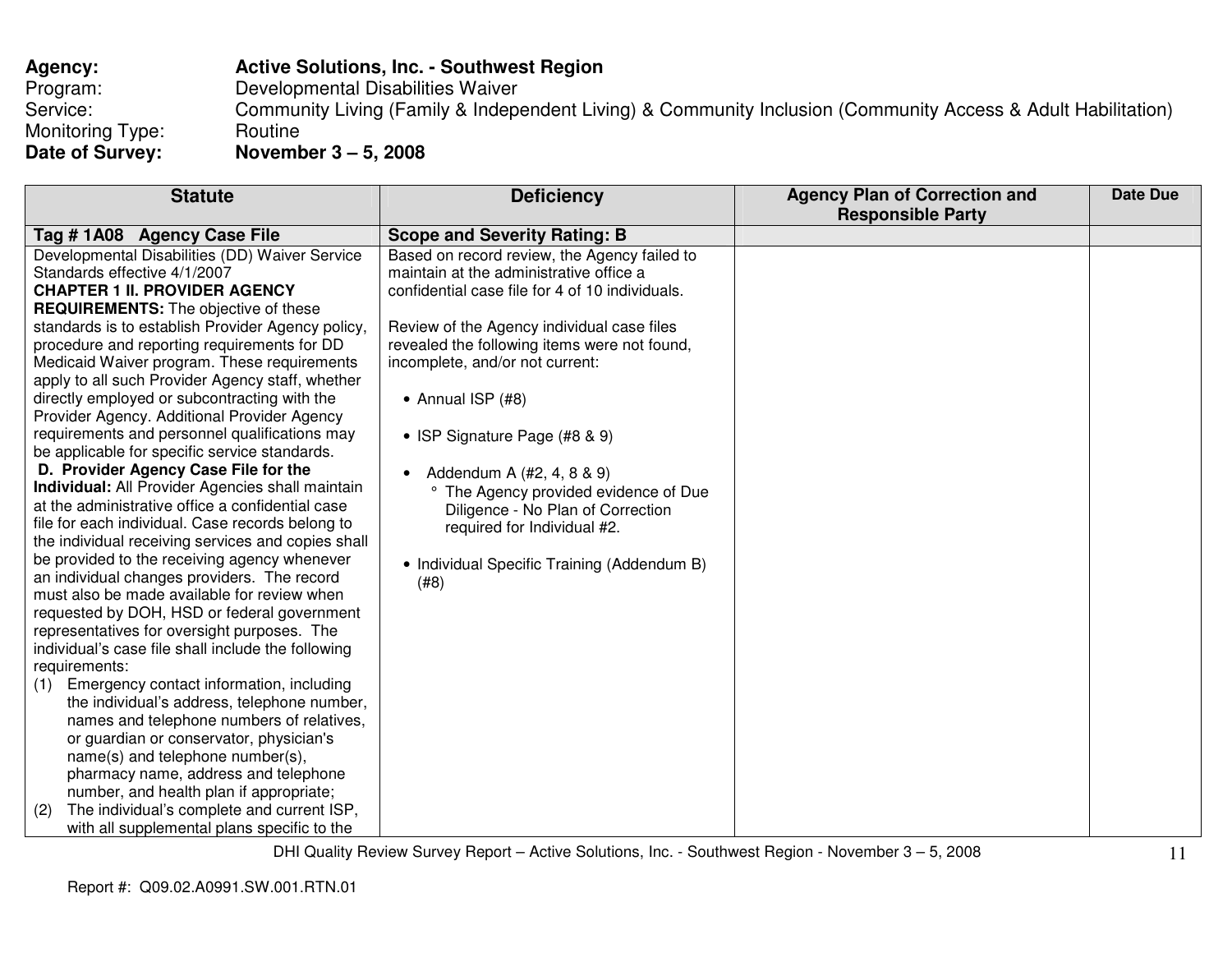**Agency:** **Active Solutions, Inc. - Southwest Region**
Program: Developmental Disabilities Waiver
Service: Community Living (Family & Independent Living) & Community Inclusion (Community Access & Adult Habilitation)
Monitoring Type: Routine
**Date of Survey:** **November 3 – 5, 2008**

| Statute | Deficiency | Agency Plan of Correction and Responsible Party | Date Due |
|---|---|---|---|
| **Tag # 1A08 Agency Case File** | **Scope and Severity Rating: B** | | |
| Developmental Disabilities (DD) Waiver Service Standards effective 4/1/2007<br>**CHAPTER 1 II. PROVIDER AGENCY REQUIREMENTS:** The objective of these standards is to establish Provider Agency policy, procedure and reporting requirements for DD Medicaid Waiver program. These requirements apply to all such Provider Agency staff, whether directly employed or subcontracting with the Provider Agency. Additional Provider Agency requirements and personnel qualifications may be applicable for specific service standards.<br>**D. Provider Agency Case File for the Individual:** All Provider Agencies shall maintain at the administrative office a confidential case file for each individual. Case records belong to the individual receiving services and copies shall be provided to the receiving agency whenever an individual changes providers. The record must also be made available for review when requested by DOH, HSD or federal government representatives for oversight purposes. The individual's case file shall include the following requirements:<br>(1) Emergency contact information, including the individual's address, telephone number, names and telephone numbers of relatives, or guardian or conservator, physician's name(s) and telephone number(s), pharmacy name, address and telephone number, and health plan if appropriate;<br>(2) The individual's complete and current ISP, with all supplemental plans specific to the | Based on record review, the Agency failed to maintain at the administrative office a confidential case file for 4 of 10 individuals.<br><br>Review of the Agency individual case files revealed the following items were not found, incomplete, and/or not current:<br><br>• Annual ISP (#8)<br><br>• ISP Signature Page (#8 & 9)<br><br>• Addendum A (#2, 4, 8 & 9)<br>&nbsp;&nbsp;&nbsp;° The Agency provided evidence of Due Diligence - No Plan of Correction required for Individual #2.<br><br>• Individual Specific Training (Addendum B) (#8) | | |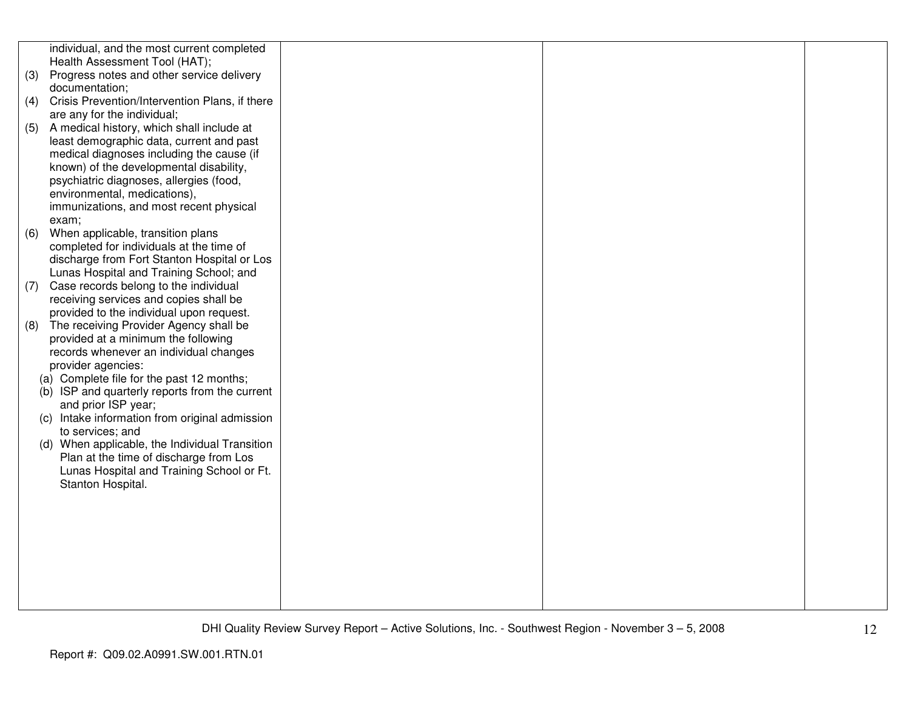| | | | |
|---|---|---|---|
| individual, and the most current completed Health Assessment Tool (HAT);<br>(3) Progress notes and other service delivery documentation;<br>(4) Crisis Prevention/Intervention Plans, if there are any for the individual;<br>(5) A medical history, which shall include at least demographic data, current and past medical diagnoses including the cause (if known) of the developmental disability, psychiatric diagnoses, allergies (food, environmental, medications), immunizations, and most recent physical exam;<br>(6) When applicable, transition plans completed for individuals at the time of discharge from Fort Stanton Hospital or Los Lunas Hospital and Training School; and<br>(7) Case records belong to the individual receiving services and copies shall be provided to the individual upon request.<br>(8) The receiving Provider Agency shall be provided at a minimum the following records whenever an individual changes provider agencies:<br>(a) Complete file for the past 12 months;<br>(b) ISP and quarterly reports from the current and prior ISP year;<br>(c) Intake information from original admission to services; and<br>(d) When applicable, the Individual Transition Plan at the time of discharge from Los Lunas Hospital and Training School or Ft. Stanton Hospital. | | | |

DHI Quality Review Survey Report – Active Solutions, Inc. - Southwest Region - November 3 – 5, 2008

Report #: Q09.02.A0991.SW.001.RTN.01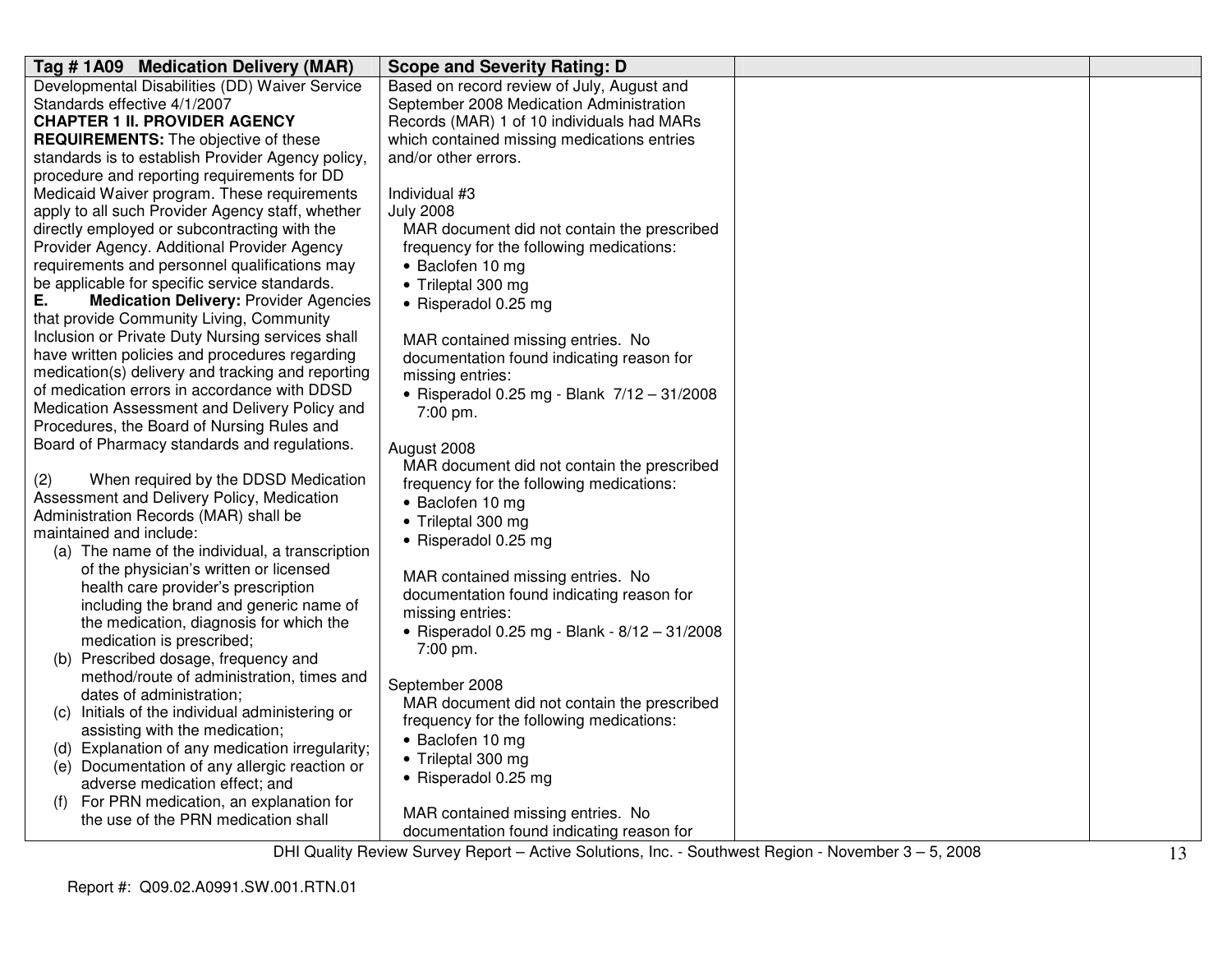| Tag # 1A09 Medication Delivery (MAR) | Scope and Severity Rating: D | | |
|---|---|---|---|
| Developmental Disabilities (DD) Waiver Service Standards effective 4/1/2007<br>**CHAPTER 1 II. PROVIDER AGENCY REQUIREMENTS:** The objective of these standards is to establish Provider Agency policy, procedure and reporting requirements for DD Medicaid Waiver program. These requirements apply to all such Provider Agency staff, whether directly employed or subcontracting with the Provider Agency. Additional Provider Agency requirements and personnel qualifications may be applicable for specific service standards.<br>**E. Medication Delivery:** Provider Agencies that provide Community Living, Community Inclusion or Private Duty Nursing services shall have written policies and procedures regarding medication(s) delivery and tracking and reporting of medication errors in accordance with DDSD Medication Assessment and Delivery Policy and Procedures, the Board of Nursing Rules and Board of Pharmacy standards and regulations.<br><br>(2) When required by the DDSD Medication Assessment and Delivery Policy, Medication Administration Records (MAR) shall be maintained and include:<br>(a) The name of the individual, a transcription of the physician's written or licensed health care provider's prescription including the brand and generic name of the medication, diagnosis for which the medication is prescribed;<br>(b) Prescribed dosage, frequency and method/route of administration, times and dates of administration;<br>(c) Initials of the individual administering or assisting with the medication;<br>(d) Explanation of any medication irregularity;<br>(e) Documentation of any allergic reaction or adverse medication effect; and<br>(f) For PRN medication, an explanation for the use of the PRN medication shall | Based on record review of July, August and September 2008 Medication Administration Records (MAR) 1 of 10 individuals had MARs which contained missing medications entries and/or other errors.<br><br>Individual #3<br>July 2008<br>MAR document did not contain the prescribed frequency for the following medications:<br>• Baclofen 10 mg<br>• Trileptal 300 mg<br>• Risperadol 0.25 mg<br><br>MAR contained missing entries. No documentation found indicating reason for missing entries:<br>• Risperadol 0.25 mg - Blank 7/12 – 31/2008 7:00 pm.<br><br>August 2008<br>MAR document did not contain the prescribed frequency for the following medications:<br>• Baclofen 10 mg<br>• Trileptal 300 mg<br>• Risperadol 0.25 mg<br><br>MAR contained missing entries. No documentation found indicating reason for missing entries:<br>• Risperadol 0.25 mg - Blank - 8/12 – 31/2008 7:00 pm.<br><br>September 2008<br>MAR document did not contain the prescribed frequency for the following medications:<br>• Baclofen 10 mg<br>• Trileptal 300 mg<br>• Risperadol 0.25 mg<br><br>MAR contained missing entries. No documentation found indicating reason for | | |

DHI Quality Review Survey Report – Active Solutions, Inc. - Southwest Region - November 3 – 5, 2008

Report #: Q09.02.A0991.SW.001.RTN.01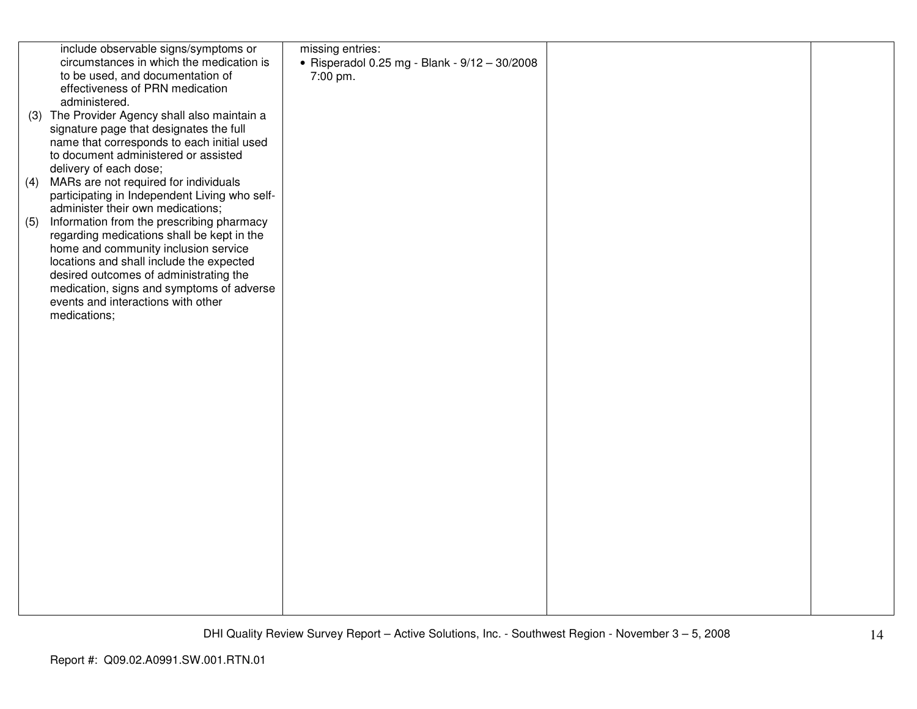| | | | |
|---|---|---|---|
| include observable signs/symptoms or circumstances in which the medication is to be used, and documentation of effectiveness of PRN medication administered.<br>(3) The Provider Agency shall also maintain a signature page that designates the full name that corresponds to each initial used to document administered or assisted delivery of each dose;<br>(4) MARs are not required for individuals participating in Independent Living who self-administer their own medications;<br>(5) Information from the prescribing pharmacy regarding medications shall be kept in the home and community inclusion service locations and shall include the expected desired outcomes of administrating the medication, signs and symptoms of adverse events and interactions with other medications; | missing entries:<br>• Risperadol 0.25 mg - Blank - 9/12 – 30/2008 7:00 pm. | | |

DHI Quality Review Survey Report – Active Solutions, Inc. - Southwest Region - November 3 – 5, 2008

Report #: Q09.02.A0991.SW.001.RTN.01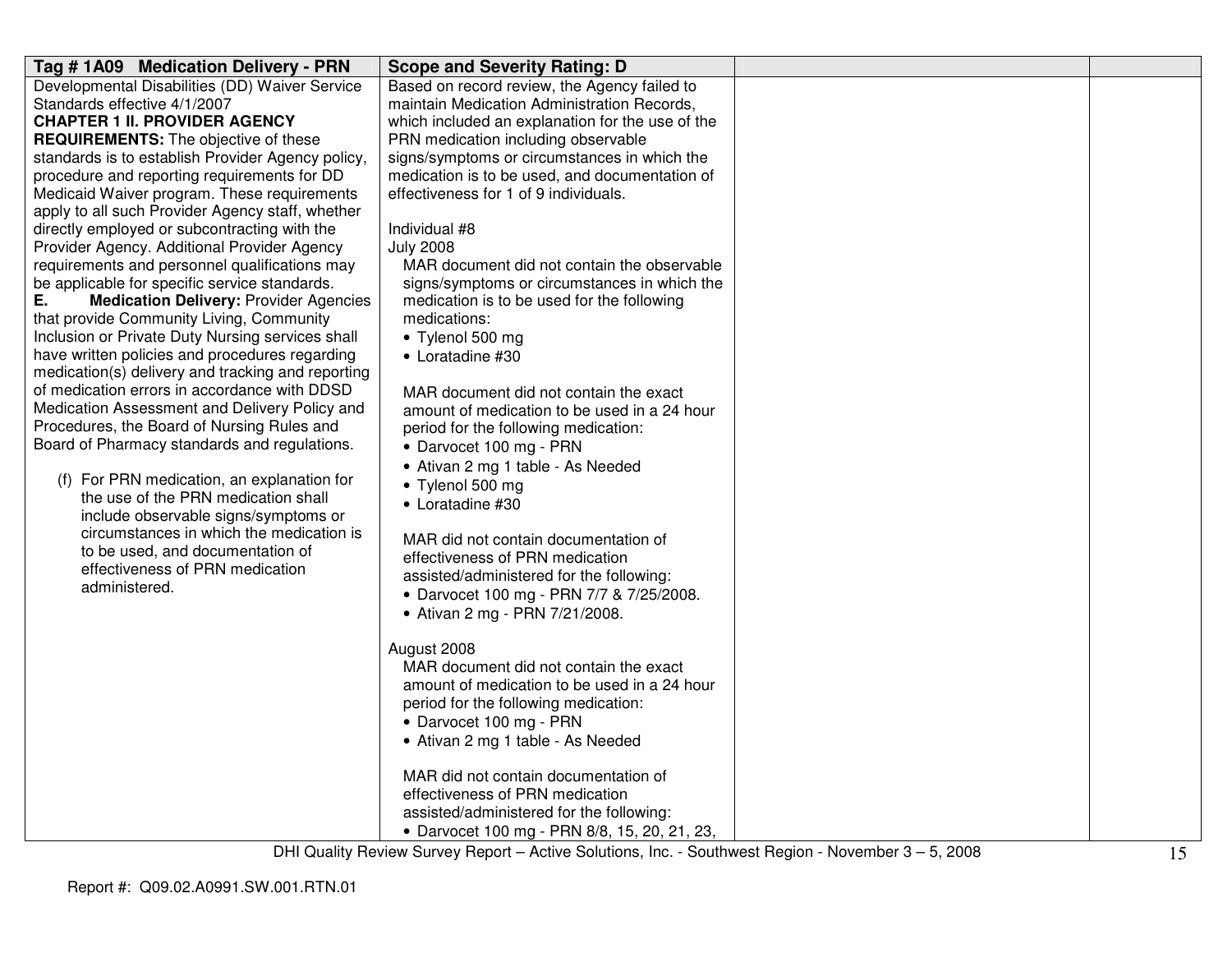| Tag # 1A09 Medication Delivery - PRN | Scope and Severity Rating: D | | |
|---|---|---|---|
| Developmental Disabilities (DD) Waiver Service Standards effective 4/1/2007<br>**CHAPTER 1 II. PROVIDER AGENCY REQUIREMENTS:** The objective of these standards is to establish Provider Agency policy, procedure and reporting requirements for DD Medicaid Waiver program. These requirements apply to all such Provider Agency staff, whether directly employed or subcontracting with the Provider Agency. Additional Provider Agency requirements and personnel qualifications may be applicable for specific service standards.<br>**E. Medication Delivery:** Provider Agencies that provide Community Living, Community Inclusion or Private Duty Nursing services shall have written policies and procedures regarding medication(s) delivery and tracking and reporting of medication errors in accordance with DDSD Medication Assessment and Delivery Policy and Procedures, the Board of Nursing Rules and Board of Pharmacy standards and regulations.<br><br>(f) For PRN medication, an explanation for the use of the PRN medication shall include observable signs/symptoms or circumstances in which the medication is to be used, and documentation of effectiveness of PRN medication administered. | Based on record review, the Agency failed to maintain Medication Administration Records, which included an explanation for the use of the PRN medication including observable signs/symptoms or circumstances in which the medication is to be used, and documentation of effectiveness for 1 of 9 individuals.<br><br>Individual #8<br>July 2008<br>MAR document did not contain the observable signs/symptoms or circumstances in which the medication is to be used for the following medications:<br>• Tylenol 500 mg<br>• Loratadine #30<br><br>MAR document did not contain the exact amount of medication to be used in a 24 hour period for the following medication:<br>• Darvocet 100 mg - PRN<br>• Ativan 2 mg 1 table - As Needed<br>• Tylenol 500 mg<br>• Loratadine #30<br><br>MAR did not contain documentation of effectiveness of PRN medication assisted/administered for the following:<br>• Darvocet 100 mg - PRN 7/7 & 7/25/2008.<br>• Ativan 2 mg - PRN 7/21/2008.<br><br>August 2008<br>MAR document did not contain the exact amount of medication to be used in a 24 hour period for the following medication:<br>• Darvocet 100 mg - PRN<br>• Ativan 2 mg 1 table - As Needed<br><br>MAR did not contain documentation of effectiveness of PRN medication assisted/administered for the following:<br>• Darvocet 100 mg - PRN 8/8, 15, 20, 21, 23, | | |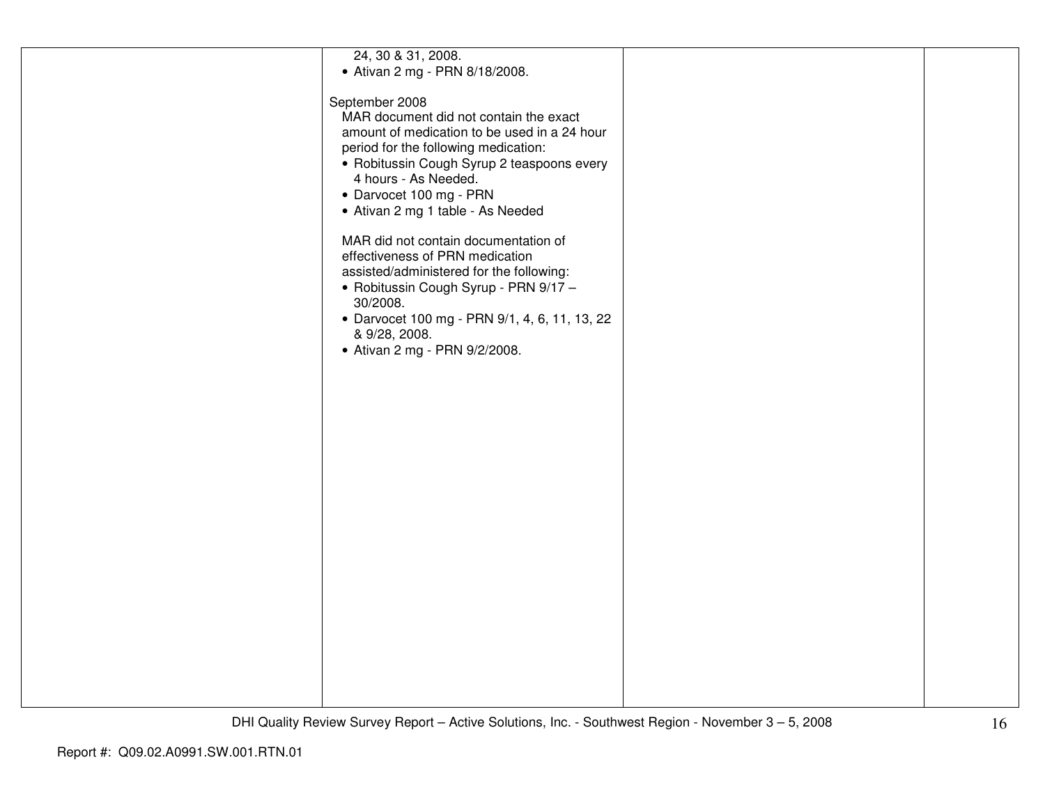| | | | |
|---|---|---|---|
| | 24, 30 & 31, 2008.<br>• Ativan 2 mg - PRN 8/18/2008.<br><br>September 2008<br>MAR document did not contain the exact amount of medication to be used in a 24 hour period for the following medication:<br>• Robitussin Cough Syrup 2 teaspoons every 4 hours - As Needed.<br>• Darvocet 100 mg - PRN<br>• Ativan 2 mg 1 table - As Needed<br><br>MAR did not contain documentation of effectiveness of PRN medication assisted/administered for the following:<br>• Robitussin Cough Syrup - PRN 9/17 – 30/2008.<br>• Darvocet 100 mg - PRN 9/1, 4, 6, 11, 13, 22 & 9/28, 2008.<br>• Ativan 2 mg - PRN 9/2/2008. | | |

Report #: Q09.02.A0991.SW.001.RTN.01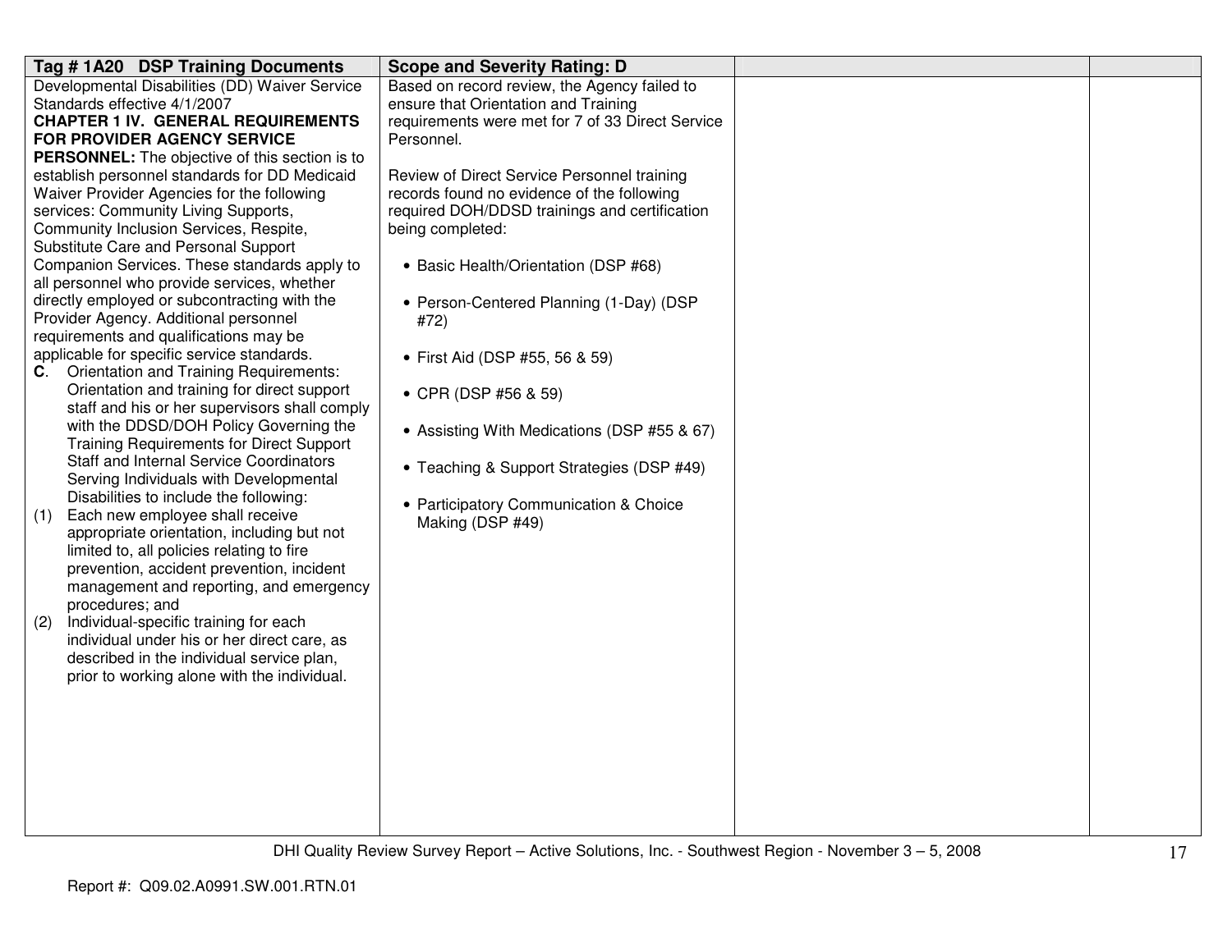| Tag # 1A20 DSP Training Documents | Scope and Severity Rating: D | | |
|---|---|---|---|
| Developmental Disabilities (DD) Waiver Service Standards effective 4/1/2007<br>**CHAPTER 1 IV. GENERAL REQUIREMENTS FOR PROVIDER AGENCY SERVICE PERSONNEL:** The objective of this section is to establish personnel standards for DD Medicaid Waiver Provider Agencies for the following services: Community Living Supports, Community Inclusion Services, Respite, Substitute Care and Personal Support Companion Services. These standards apply to all personnel who provide services, whether directly employed or subcontracting with the Provider Agency. Additional personnel requirements and qualifications may be applicable for specific service standards.<br>**C**. Orientation and Training Requirements: Orientation and training for direct support staff and his or her supervisors shall comply with the DDSD/DOH Policy Governing the Training Requirements for Direct Support Staff and Internal Service Coordinators Serving Individuals with Developmental Disabilities to include the following:<br>(1) Each new employee shall receive appropriate orientation, including but not limited to, all policies relating to fire prevention, accident prevention, incident management and reporting, and emergency procedures; and<br>(2) Individual-specific training for each individual under his or her direct care, as described in the individual service plan, prior to working alone with the individual. | Based on record review, the Agency failed to ensure that Orientation and Training requirements were met for 7 of 33 Direct Service Personnel.<br><br>Review of Direct Service Personnel training records found no evidence of the following required DOH/DDSD trainings and certification being completed:<br><br>• Basic Health/Orientation (DSP #68)<br><br>• Person-Centered Planning (1-Day) (DSP #72)<br><br>• First Aid (DSP #55, 56 & 59)<br><br>• CPR (DSP #56 & 59)<br><br>• Assisting With Medications (DSP #55 & 67)<br><br>• Teaching & Support Strategies (DSP #49)<br><br>• Participatory Communication & Choice Making (DSP #49) | | |

DHI Quality Review Survey Report – Active Solutions, Inc. - Southwest Region - November 3 – 5, 2008

Report #: Q09.02.A0991.SW.001.RTN.01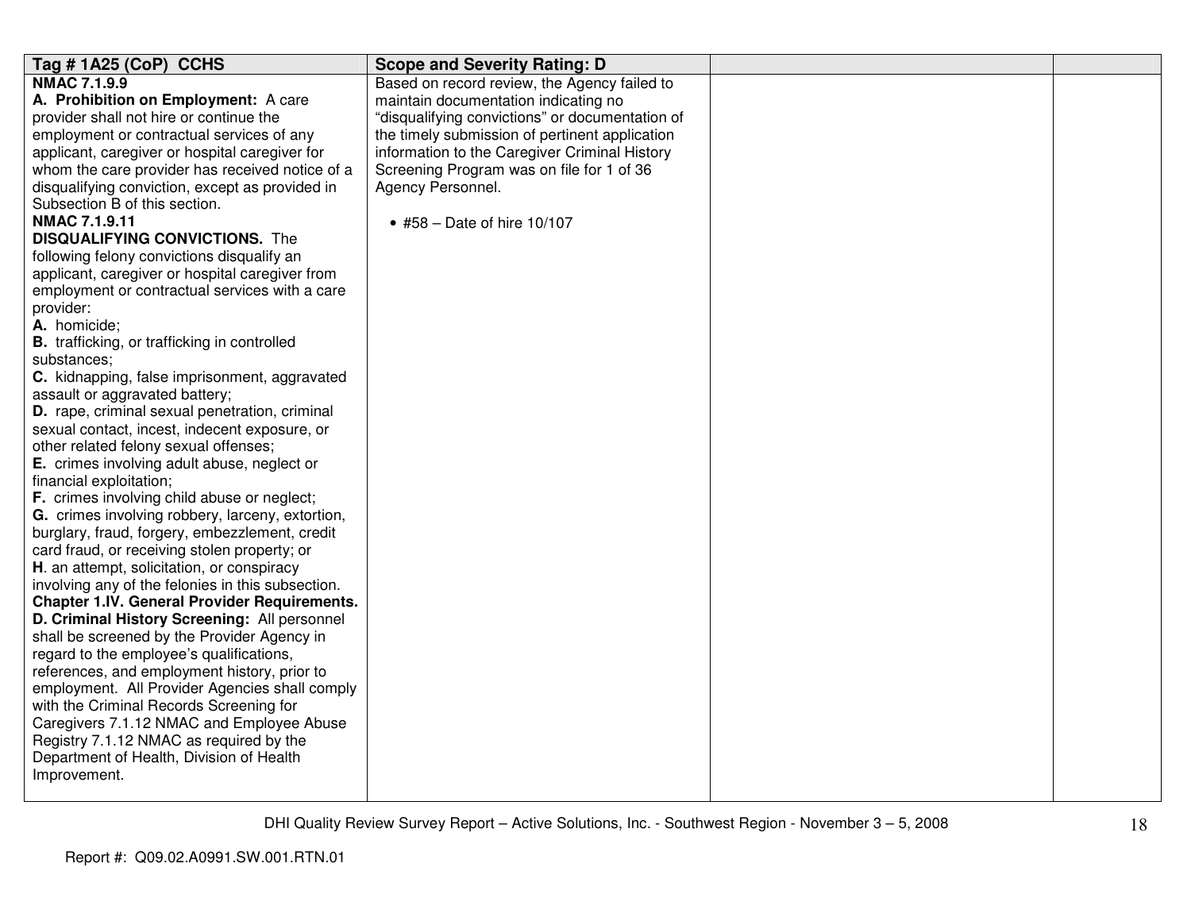| Tag # 1A25 (CoP) CCHS | Scope and Severity Rating: D | | |
|---|---|---|---|
| **NMAC 7.1.9.9**<br>**A. Prohibition on Employment:** A care provider shall not hire or continue the employment or contractual services of any applicant, caregiver or hospital caregiver for whom the care provider has received notice of a disqualifying conviction, except as provided in Subsection B of this section.<br>**NMAC 7.1.9.11**<br>**DISQUALIFYING CONVICTIONS.** The following felony convictions disqualify an applicant, caregiver or hospital caregiver from employment or contractual services with a care provider:<br>**A.** homicide;<br>**B.** trafficking, or trafficking in controlled substances;<br>**C.** kidnapping, false imprisonment, aggravated assault or aggravated battery;<br>**D.** rape, criminal sexual penetration, criminal sexual contact, incest, indecent exposure, or other related felony sexual offenses;<br>**E.** crimes involving adult abuse, neglect or financial exploitation;<br>**F.** crimes involving child abuse or neglect;<br>**G.** crimes involving robbery, larceny, extortion, burglary, fraud, forgery, embezzlement, credit card fraud, or receiving stolen property; or<br>**H**. an attempt, solicitation, or conspiracy involving any of the felonies in this subsection.<br>**Chapter 1.IV. General Provider Requirements.**<br>**D. Criminal History Screening:** All personnel shall be screened by the Provider Agency in regard to the employee's qualifications, references, and employment history, prior to employment. All Provider Agencies shall comply with the Criminal Records Screening for Caregivers 7.1.12 NMAC and Employee Abuse Registry 7.1.12 NMAC as required by the Department of Health, Division of Health Improvement. | Based on record review, the Agency failed to maintain documentation indicating no "disqualifying convictions" or documentation of the timely submission of pertinent application information to the Caregiver Criminal History Screening Program was on file for 1 of 36 Agency Personnel.<br><br>• #58 – Date of hire 10/107 | | |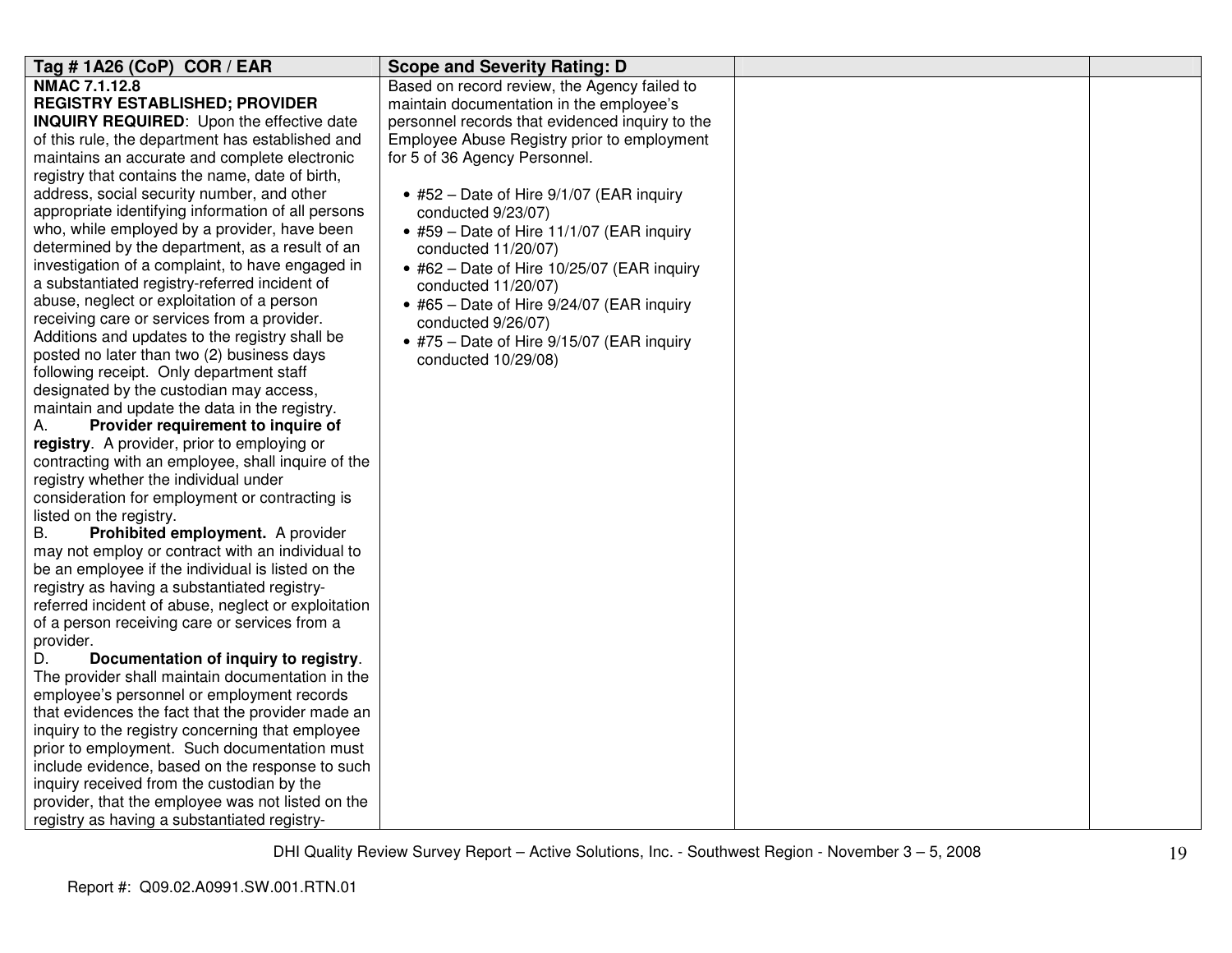| Tag # 1A26 (CoP) COR / EAR | Scope and Severity Rating: D | | |
|---|---|---|---|
| **NMAC 7.1.12.8**<br>**REGISTRY ESTABLISHED; PROVIDER INQUIRY REQUIRED**: Upon the effective date of this rule, the department has established and maintains an accurate and complete electronic registry that contains the name, date of birth, address, social security number, and other appropriate identifying information of all persons who, while employed by a provider, have been determined by the department, as a result of an investigation of a complaint, to have engaged in a substantiated registry-referred incident of abuse, neglect or exploitation of a person receiving care or services from a provider. Additions and updates to the registry shall be posted no later than two (2) business days following receipt. Only department staff designated by the custodian may access, maintain and update the data in the registry.<br>A. **Provider requirement to inquire of registry**. A provider, prior to employing or contracting with an employee, shall inquire of the registry whether the individual under consideration for employment or contracting is listed on the registry.<br>B. **Prohibited employment.** A provider may not employ or contract with an individual to be an employee if the individual is listed on the registry as having a substantiated registry-referred incident of abuse, neglect or exploitation of a person receiving care or services from a provider.<br>D. **Documentation of inquiry to registry**. The provider shall maintain documentation in the employee's personnel or employment records that evidences the fact that the provider made an inquiry to the registry concerning that employee prior to employment. Such documentation must include evidence, based on the response to such inquiry received from the custodian by the provider, that the employee was not listed on the registry as having a substantiated registry- | Based on record review, the Agency failed to maintain documentation in the employee's personnel records that evidenced inquiry to the Employee Abuse Registry prior to employment for 5 of 36 Agency Personnel.<br><br>• #52 – Date of Hire 9/1/07 (EAR inquiry conducted 9/23/07)<br>• #59 – Date of Hire 11/1/07 (EAR inquiry conducted 11/20/07)<br>• #62 – Date of Hire 10/25/07 (EAR inquiry conducted 11/20/07)<br>• #65 – Date of Hire 9/24/07 (EAR inquiry conducted 9/26/07)<br>• #75 – Date of Hire 9/15/07 (EAR inquiry conducted 10/29/08) | | |

DHI Quality Review Survey Report – Active Solutions, Inc. - Southwest Region - November 3 – 5, 2008

Report #: Q09.02.A0991.SW.001.RTN.01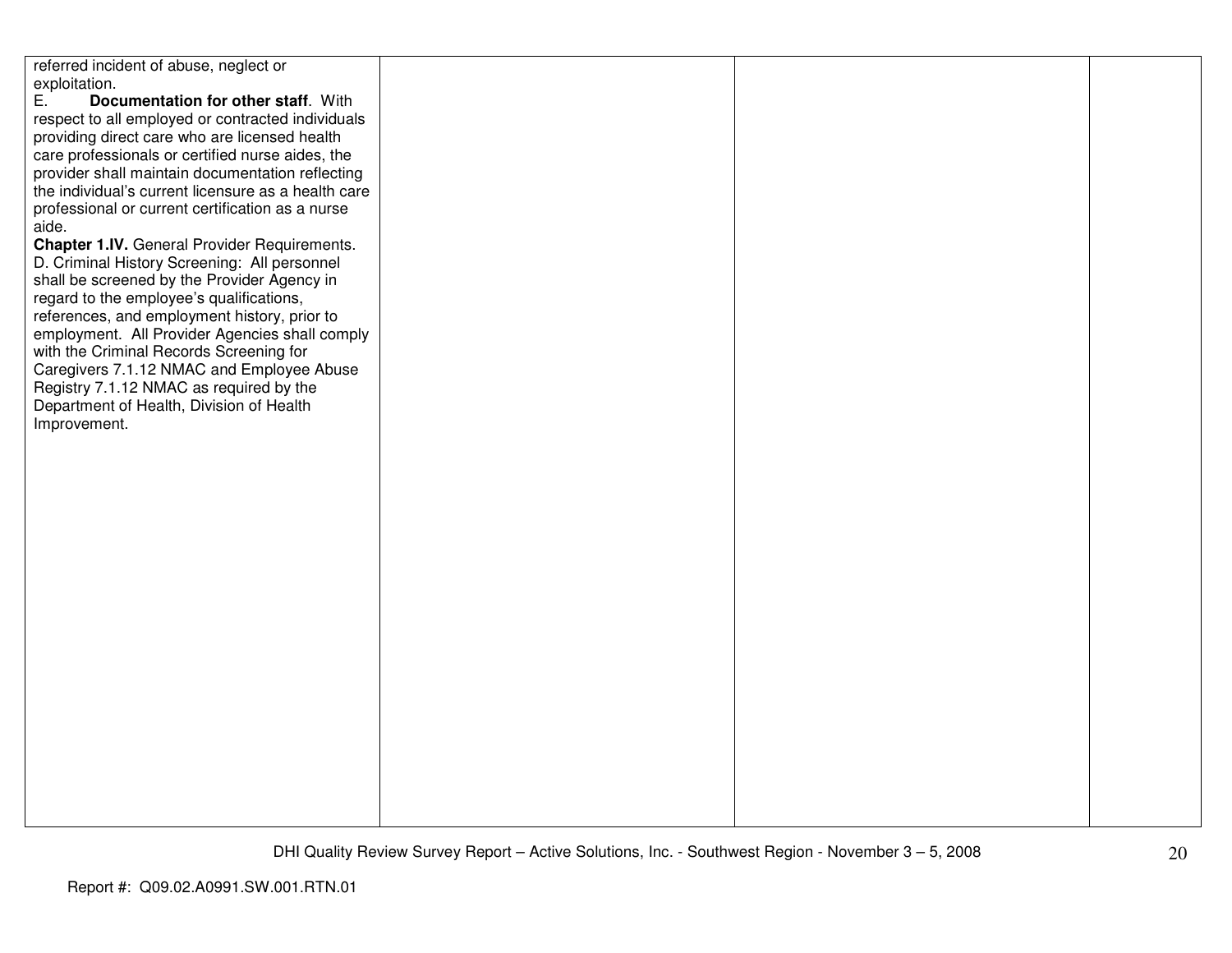| | | | |
|---|---|---|---|
| referred incident of abuse, neglect or exploitation.<br>E. **Documentation for other staff**. With respect to all employed or contracted individuals providing direct care who are licensed health care professionals or certified nurse aides, the provider shall maintain documentation reflecting the individual's current licensure as a health care professional or current certification as a nurse aide.<br>**Chapter 1.IV.** General Provider Requirements. D. Criminal History Screening: All personnel shall be screened by the Provider Agency in regard to the employee's qualifications, references, and employment history, prior to employment. All Provider Agencies shall comply with the Criminal Records Screening for Caregivers 7.1.12 NMAC and Employee Abuse Registry 7.1.12 NMAC as required by the Department of Health, Division of Health Improvement. | | | |

DHI Quality Review Survey Report – Active Solutions, Inc. - Southwest Region - November 3 – 5, 2008

Report #: Q09.02.A0991.SW.001.RTN.01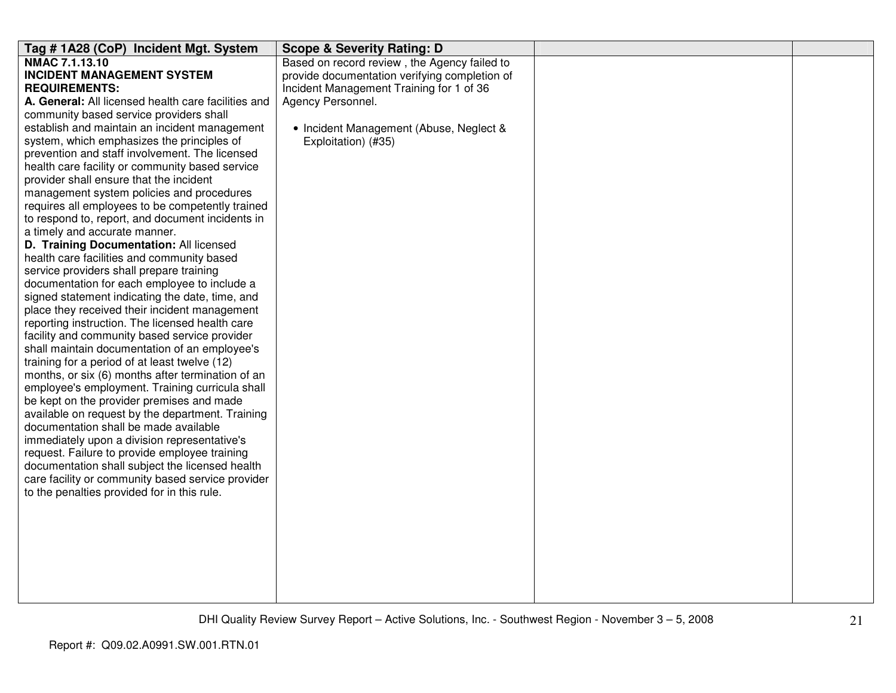| Tag # 1A28 (CoP) Incident Mgt. System | Scope & Severity Rating: D | | |
|---|---|---|---|
| **NMAC 7.1.13.10**<br>**INCIDENT MANAGEMENT SYSTEM REQUIREMENTS:**<br>**A. General:** All licensed health care facilities and community based service providers shall establish and maintain an incident management system, which emphasizes the principles of prevention and staff involvement. The licensed health care facility or community based service provider shall ensure that the incident management system policies and procedures requires all employees to be competently trained to respond to, report, and document incidents in a timely and accurate manner.<br>**D. Training Documentation:** All licensed health care facilities and community based service providers shall prepare training documentation for each employee to include a signed statement indicating the date, time, and place they received their incident management reporting instruction. The licensed health care facility and community based service provider shall maintain documentation of an employee's training for a period of at least twelve (12) months, or six (6) months after termination of an employee's employment. Training curricula shall be kept on the provider premises and made available on request by the department. Training documentation shall be made available immediately upon a division representative's request. Failure to provide employee training documentation shall subject the licensed health care facility or community based service provider to the penalties provided for in this rule. | Based on record review , the Agency failed to provide documentation verifying completion of Incident Management Training for 1 of 36 Agency Personnel.<br><br>• Incident Management (Abuse, Neglect & Exploitation) (#35) | | |

DHI Quality Review Survey Report – Active Solutions, Inc. - Southwest Region - November 3 – 5, 2008

Report #: Q09.02.A0991.SW.001.RTN.01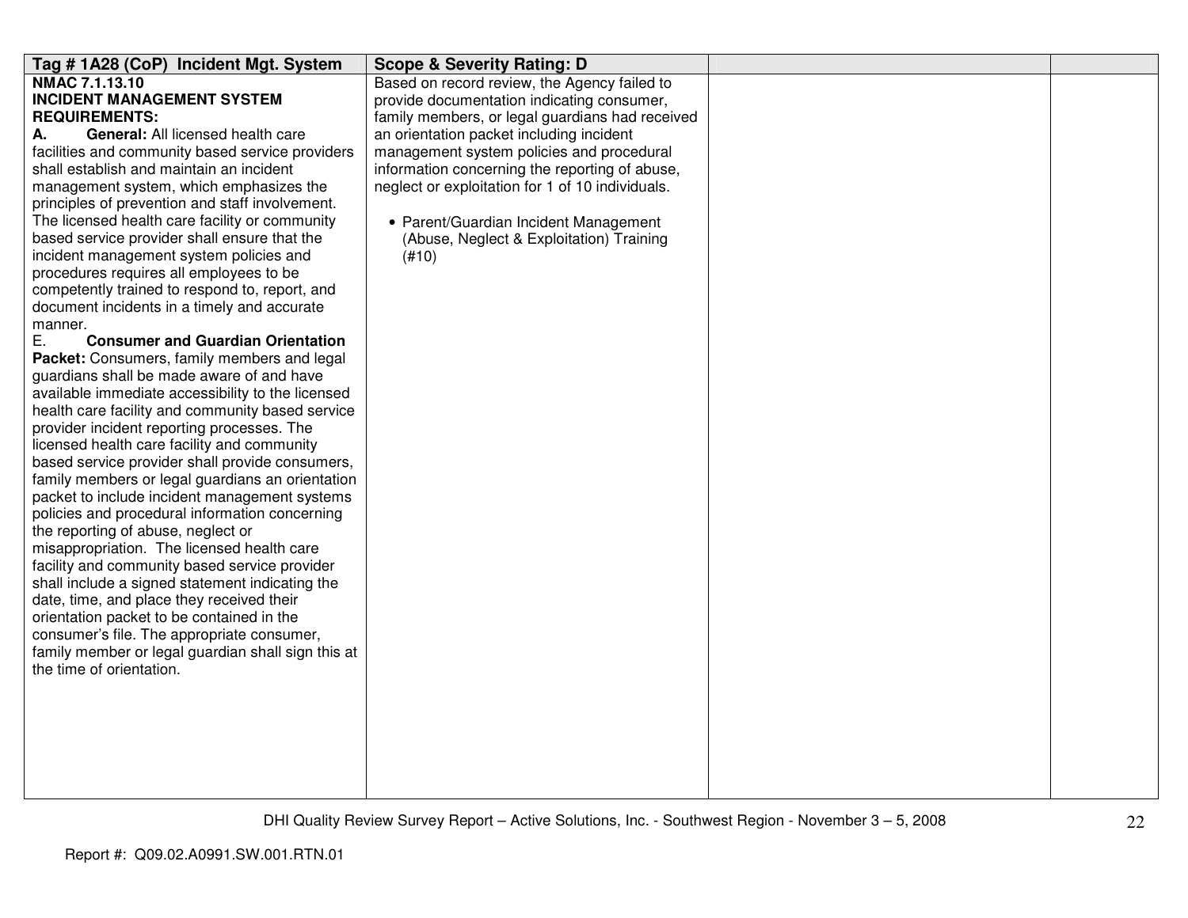| Tag # 1A28 (CoP) Incident Mgt. System | Scope & Severity Rating: D | | |
|---|---|---|---|
| **NMAC 7.1.13.10**<br>**INCIDENT MANAGEMENT SYSTEM REQUIREMENTS:**<br>**A. General:** All licensed health care facilities and community based service providers shall establish and maintain an incident management system, which emphasizes the principles of prevention and staff involvement. The licensed health care facility or community based service provider shall ensure that the incident management system policies and procedures requires all employees to be competently trained to respond to, report, and document incidents in a timely and accurate manner.<br>E. **Consumer and Guardian Orientation Packet:** Consumers, family members and legal guardians shall be made aware of and have available immediate accessibility to the licensed health care facility and community based service provider incident reporting processes. The licensed health care facility and community based service provider shall provide consumers, family members or legal guardians an orientation packet to include incident management systems policies and procedural information concerning the reporting of abuse, neglect or misappropriation. The licensed health care facility and community based service provider shall include a signed statement indicating the date, time, and place they received their orientation packet to be contained in the consumer's file. The appropriate consumer, family member or legal guardian shall sign this at the time of orientation. | Based on record review, the Agency failed to provide documentation indicating consumer, family members, or legal guardians had received an orientation packet including incident management system policies and procedural information concerning the reporting of abuse, neglect or exploitation for 1 of 10 individuals.<br><br>• Parent/Guardian Incident Management (Abuse, Neglect & Exploitation) Training (#10) | | |

DHI Quality Review Survey Report – Active Solutions, Inc. - Southwest Region - November 3 – 5, 2008

Report #: Q09.02.A0991.SW.001.RTN.01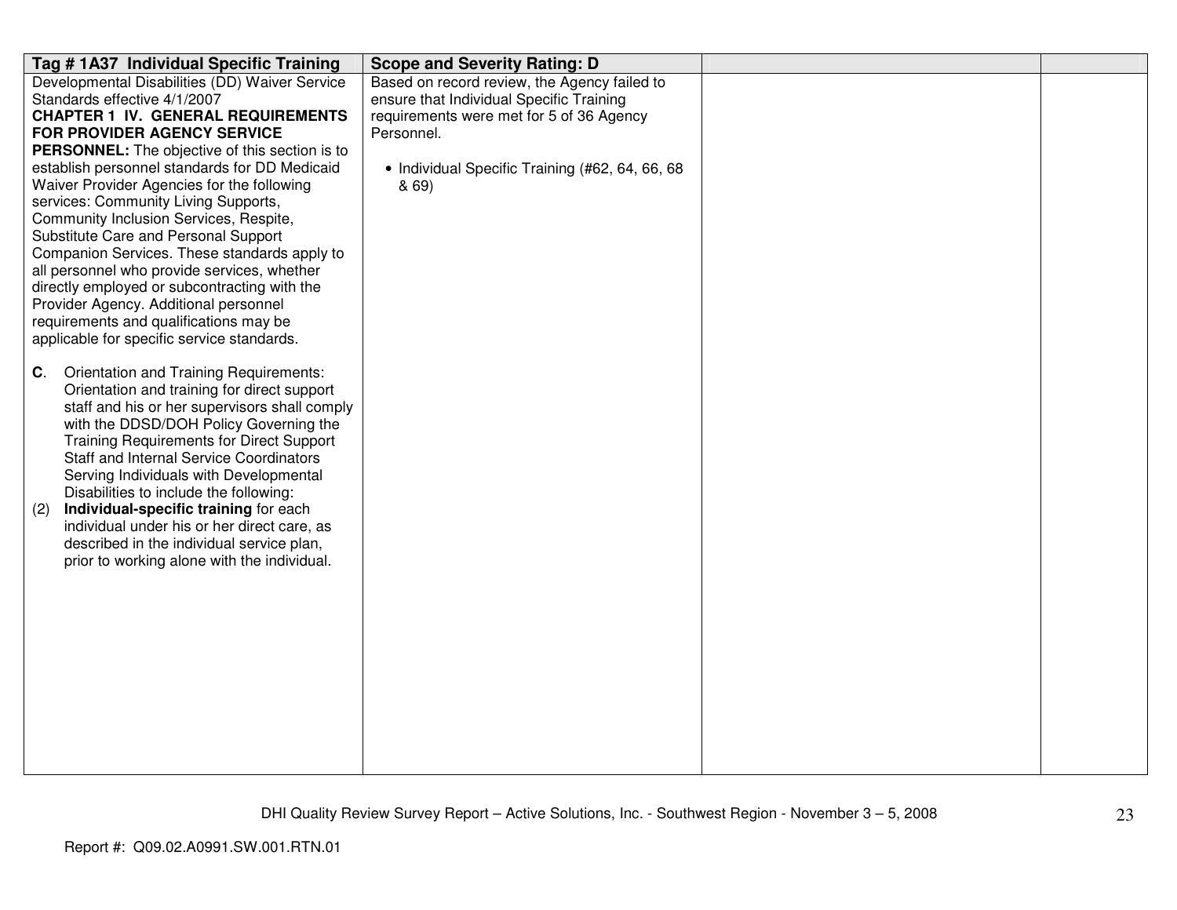| Tag # 1A37 Individual Specific Training | Scope and Severity Rating: D | | |
|---|---|---|---|
| Developmental Disabilities (DD) Waiver Service Standards effective 4/1/2007<br>**CHAPTER 1 IV. GENERAL REQUIREMENTS FOR PROVIDER AGENCY SERVICE PERSONNEL:** The objective of this section is to establish personnel standards for DD Medicaid Waiver Provider Agencies for the following services: Community Living Supports, Community Inclusion Services, Respite, Substitute Care and Personal Support Companion Services. These standards apply to all personnel who provide services, whether directly employed or subcontracting with the Provider Agency. Additional personnel requirements and qualifications may be applicable for specific service standards.<br><br>**C**. Orientation and Training Requirements: Orientation and training for direct support staff and his or her supervisors shall comply with the DDSD/DOH Policy Governing the Training Requirements for Direct Support Staff and Internal Service Coordinators Serving Individuals with Developmental Disabilities to include the following:<br>(2) **Individual-specific training** for each individual under his or her direct care, as described in the individual service plan, prior to working alone with the individual. | Based on record review, the Agency failed to ensure that Individual Specific Training requirements were met for 5 of 36 Agency Personnel.<br><br>• Individual Specific Training (#62, 64, 66, 68 & 69) | | |

Report #: Q09.02.A0991.SW.001.RTN.01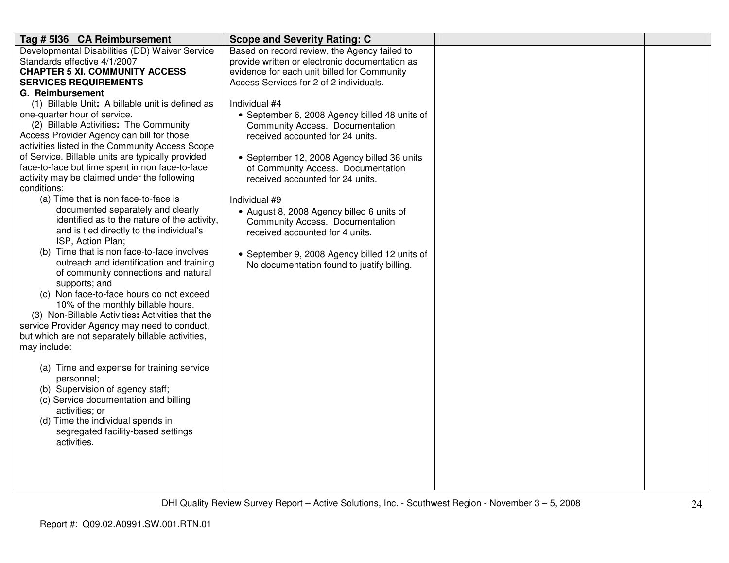| Tag # 5I36 CA Reimbursement | Scope and Severity Rating: C | | |
|---|---|---|---|
| Developmental Disabilities (DD) Waiver Service Standards effective 4/1/2007<br>**CHAPTER 5 XI. COMMUNITY ACCESS SERVICES REQUIREMENTS**<br>**G. Reimbursement**<br>(1) Billable Unit**:** A billable unit is defined as one-quarter hour of service.<br>(2) Billable Activities**:** The Community Access Provider Agency can bill for those activities listed in the Community Access Scope of Service. Billable units are typically provided face-to-face but time spent in non face-to-face activity may be claimed under the following conditions:<br>(a) Time that is non face-to-face is documented separately and clearly identified as to the nature of the activity, and is tied directly to the individual's ISP, Action Plan;<br>(b) Time that is non face-to-face involves outreach and identification and training of community connections and natural supports; and<br>(c) Non face-to-face hours do not exceed 10% of the monthly billable hours.<br>(3) Non-Billable Activities**:** Activities that the service Provider Agency may need to conduct, but which are not separately billable activities, may include:<br>(a) Time and expense for training service personnel;<br>(b) Supervision of agency staff;<br>(c) Service documentation and billing activities; or<br>(d) Time the individual spends in segregated facility-based settings activities. | Based on record review, the Agency failed to provide written or electronic documentation as evidence for each unit billed for Community Access Services for 2 of 2 individuals.<br><br>Individual #4<br>• September 6, 2008 Agency billed 48 units of Community Access. Documentation received accounted for 24 units.<br><br>• September 12, 2008 Agency billed 36 units of Community Access. Documentation received accounted for 24 units.<br><br>Individual #9<br>• August 8, 2008 Agency billed 6 units of Community Access. Documentation received accounted for 4 units.<br><br>• September 9, 2008 Agency billed 12 units of No documentation found to justify billing. | | |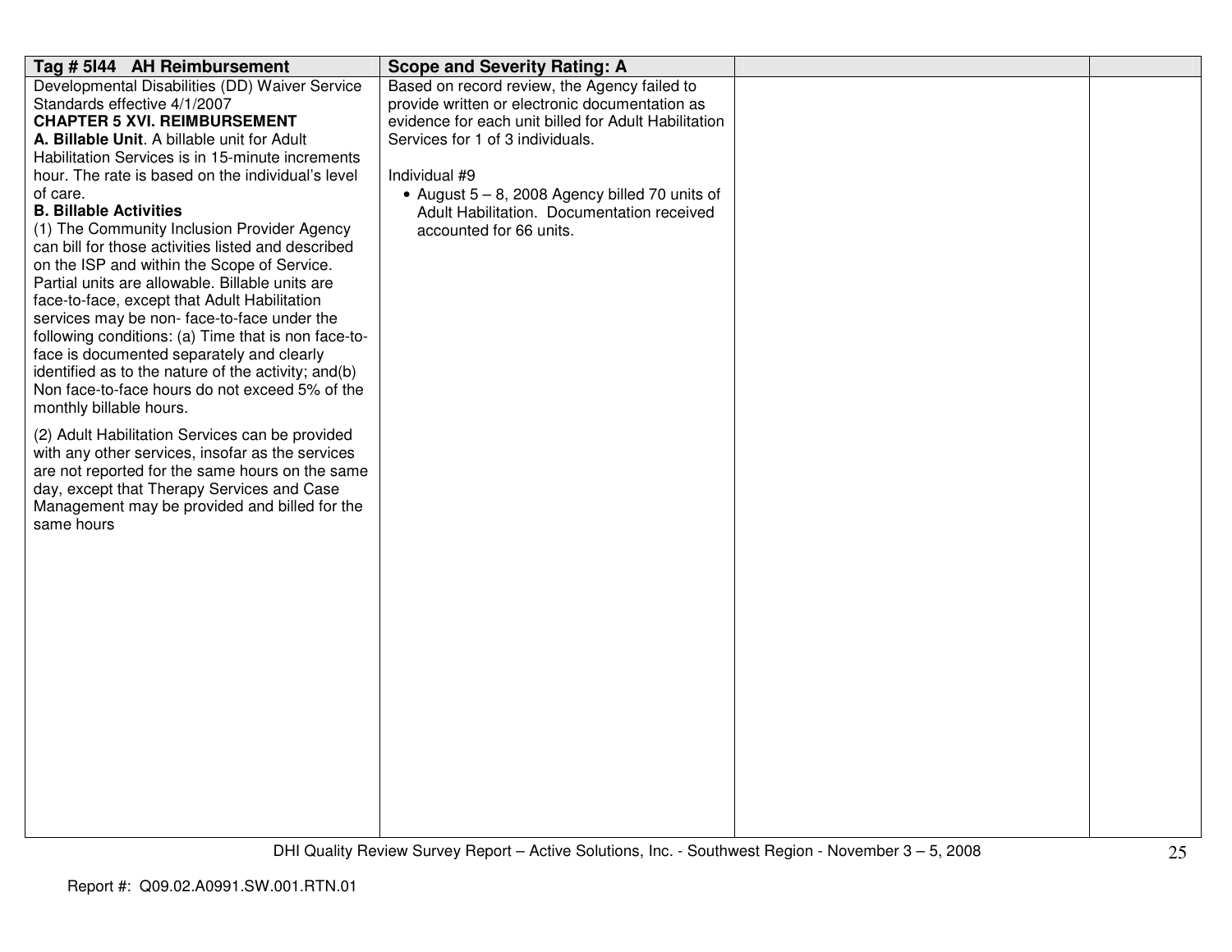| Tag # 5I44 AH Reimbursement | Scope and Severity Rating: A | | |
|---|---|---|---|
| Developmental Disabilities (DD) Waiver Service Standards effective 4/1/2007<br>**CHAPTER 5 XVI. REIMBURSEMENT**<br>**A. Billable Unit**. A billable unit for Adult Habilitation Services is in 15-minute increments hour. The rate is based on the individual's level of care.<br>**B. Billable Activities**<br>(1) The Community Inclusion Provider Agency can bill for those activities listed and described on the ISP and within the Scope of Service. Partial units are allowable. Billable units are face-to-face, except that Adult Habilitation services may be non- face-to-face under the following conditions: (a) Time that is non face-to-face is documented separately and clearly identified as to the nature of the activity; and(b) Non face-to-face hours do not exceed 5% of the monthly billable hours.<br><br>(2) Adult Habilitation Services can be provided with any other services, insofar as the services are not reported for the same hours on the same day, except that Therapy Services and Case Management may be provided and billed for the same hours | Based on record review, the Agency failed to provide written or electronic documentation as evidence for each unit billed for Adult Habilitation Services for 1 of 3 individuals.<br><br>Individual #9<br>• August 5 – 8, 2008 Agency billed 70 units of Adult Habilitation. Documentation received accounted for 66 units. | | |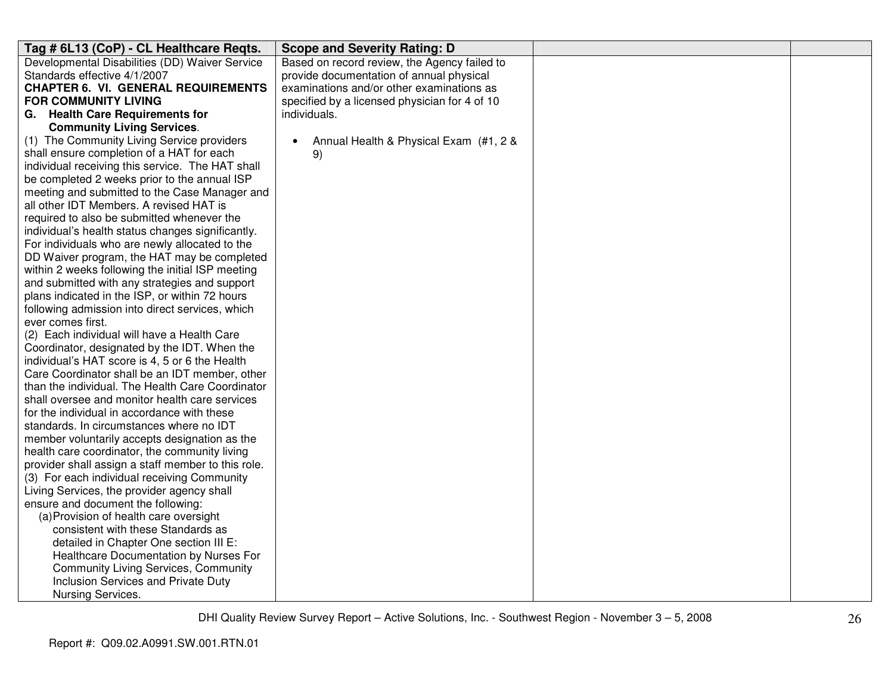| Tag # 6L13 (CoP) - CL Healthcare Reqts. | Scope and Severity Rating: D | | |
|---|---|---|---|
| Developmental Disabilities (DD) Waiver Service Standards effective 4/1/2007<br>**CHAPTER 6. VI. GENERAL REQUIREMENTS FOR COMMUNITY LIVING**<br>**G. Health Care Requirements for Community Living Services**.<br>(1) The Community Living Service providers shall ensure completion of a HAT for each individual receiving this service. The HAT shall be completed 2 weeks prior to the annual ISP meeting and submitted to the Case Manager and all other IDT Members. A revised HAT is required to also be submitted whenever the individual's health status changes significantly. For individuals who are newly allocated to the DD Waiver program, the HAT may be completed within 2 weeks following the initial ISP meeting and submitted with any strategies and support plans indicated in the ISP, or within 72 hours following admission into direct services, which ever comes first.<br>(2) Each individual will have a Health Care Coordinator, designated by the IDT. When the individual's HAT score is 4, 5 or 6 the Health Care Coordinator shall be an IDT member, other than the individual. The Health Care Coordinator shall oversee and monitor health care services for the individual in accordance with these standards. In circumstances where no IDT member voluntarily accepts designation as the health care coordinator, the community living provider shall assign a staff member to this role.<br>(3) For each individual receiving Community Living Services, the provider agency shall ensure and document the following:<br>(a) Provision of health care oversight consistent with these Standards as detailed in Chapter One section III E: Healthcare Documentation by Nurses For Community Living Services, Community Inclusion Services and Private Duty Nursing Services. | Based on record review, the Agency failed to provide documentation of annual physical examinations and/or other examinations as specified by a licensed physician for 4 of 10 individuals.<br><br>• Annual Health & Physical Exam (#1, 2 & 9) | | |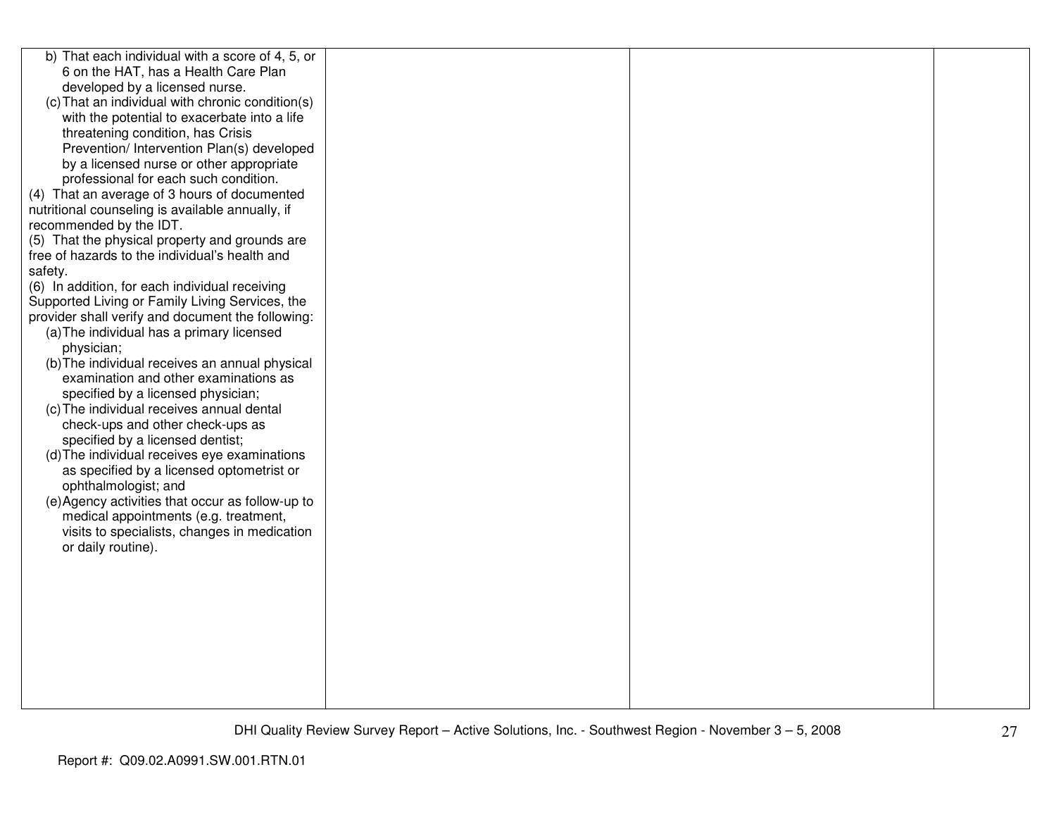| | | | |
|---|---|---|---|
| b) That each individual with a score of 4, 5, or 6 on the HAT, has a Health Care Plan developed by a licensed nurse.<br>(c) That an individual with chronic condition(s) with the potential to exacerbate into a life threatening condition, has Crisis Prevention/ Intervention Plan(s) developed by a licensed nurse or other appropriate professional for each such condition.<br>(4) That an average of 3 hours of documented nutritional counseling is available annually, if recommended by the IDT.<br>(5) That the physical property and grounds are free of hazards to the individual's health and safety.<br>(6) In addition, for each individual receiving Supported Living or Family Living Services, the provider shall verify and document the following:<br>(a) The individual has a primary licensed physician;<br>(b) The individual receives an annual physical examination and other examinations as specified by a licensed physician;<br>(c) The individual receives annual dental check-ups and other check-ups as specified by a licensed dentist;<br>(d) The individual receives eye examinations as specified by a licensed optometrist or ophthalmologist; and<br>(e) Agency activities that occur as follow-up to medical appointments (e.g. treatment, visits to specialists, changes in medication or daily routine). | | | |

DHI Quality Review Survey Report – Active Solutions, Inc. - Southwest Region - November 3 – 5, 2008

Report #: Q09.02.A0991.SW.001.RTN.01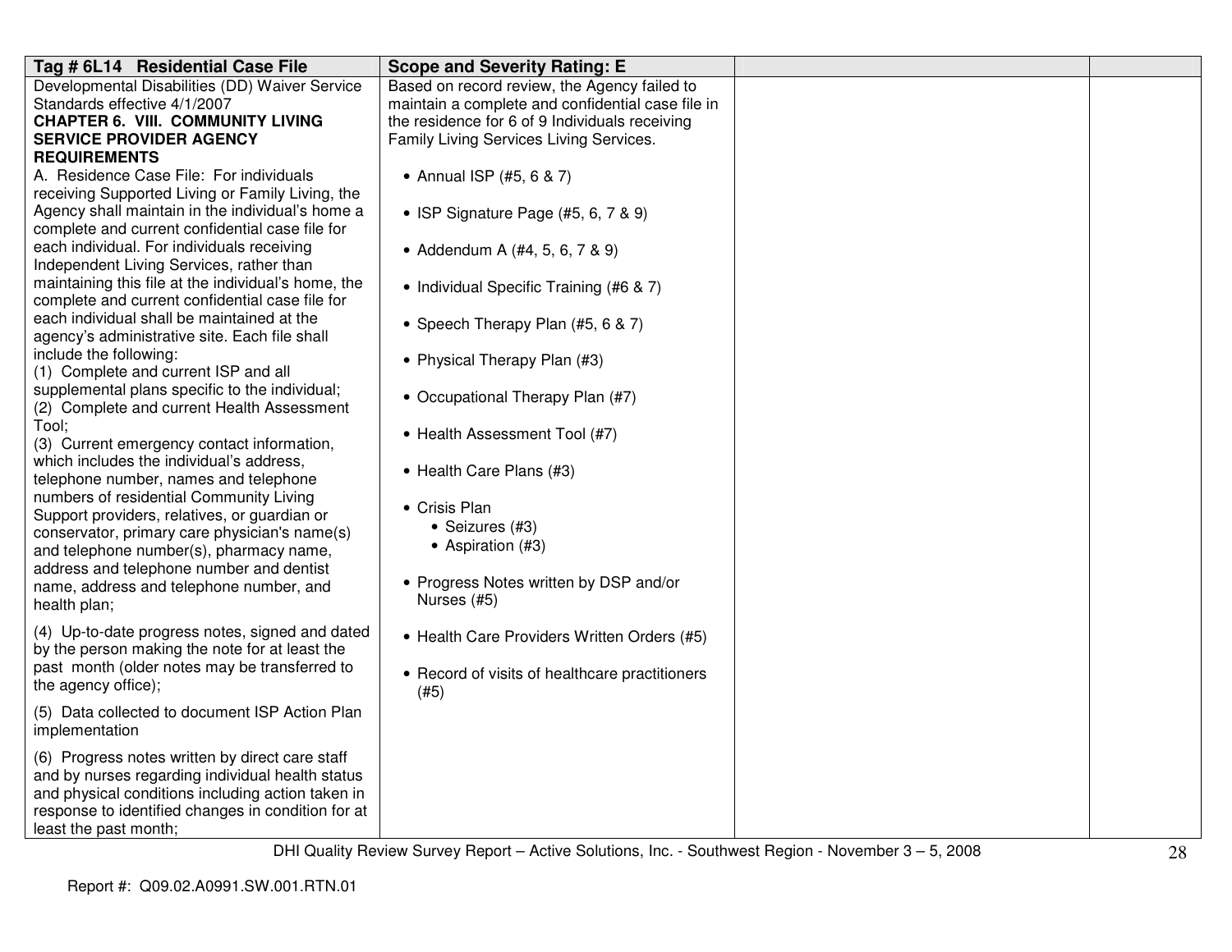| Tag # 6L14 Residential Case File | Scope and Severity Rating: E | | |
|---|---|---|---|
| Developmental Disabilities (DD) Waiver Service Standards effective 4/1/2007<br>**CHAPTER 6. VIII. COMMUNITY LIVING SERVICE PROVIDER AGENCY REQUIREMENTS**<br>A. Residence Case File: For individuals receiving Supported Living or Family Living, the Agency shall maintain in the individual's home a complete and current confidential case file for each individual. For individuals receiving Independent Living Services, rather than maintaining this file at the individual's home, the complete and current confidential case file for each individual shall be maintained at the agency's administrative site. Each file shall include the following:<br>(1) Complete and current ISP and all supplemental plans specific to the individual;<br>(2) Complete and current Health Assessment Tool;<br>(3) Current emergency contact information, which includes the individual's address, telephone number, names and telephone numbers of residential Community Living Support providers, relatives, or guardian or conservator, primary care physician's name(s) and telephone number(s), pharmacy name, address and telephone number and dentist name, address and telephone number, and health plan;<br>(4) Up-to-date progress notes, signed and dated by the person making the note for at least the past month (older notes may be transferred to the agency office);<br>(5) Data collected to document ISP Action Plan implementation<br>(6) Progress notes written by direct care staff and by nurses regarding individual health status and physical conditions including action taken in response to identified changes in condition for at least the past month; | Based on record review, the Agency failed to maintain a complete and confidential case file in the residence for 6 of 9 Individuals receiving Family Living Services Living Services.<br><br>• Annual ISP (#5, 6 & 7)<br>• ISP Signature Page (#5, 6, 7 & 9)<br>• Addendum A (#4, 5, 6, 7 & 9)<br>• Individual Specific Training (#6 & 7)<br>• Speech Therapy Plan (#5, 6 & 7)<br>• Physical Therapy Plan (#3)<br>• Occupational Therapy Plan (#7)<br>• Health Assessment Tool (#7)<br>• Health Care Plans (#3)<br>• Crisis Plan<br>&nbsp;&nbsp;&nbsp;&nbsp;• Seizures (#3)<br>&nbsp;&nbsp;&nbsp;&nbsp;• Aspiration (#3)<br>• Progress Notes written by DSP and/or Nurses (#5)<br>• Health Care Providers Written Orders (#5)<br>• Record of visits of healthcare practitioners (#5) | | |

DHI Quality Review Survey Report – Active Solutions, Inc. - Southwest Region - November 3 – 5, 2008

Report #: Q09.02.A0991.SW.001.RTN.01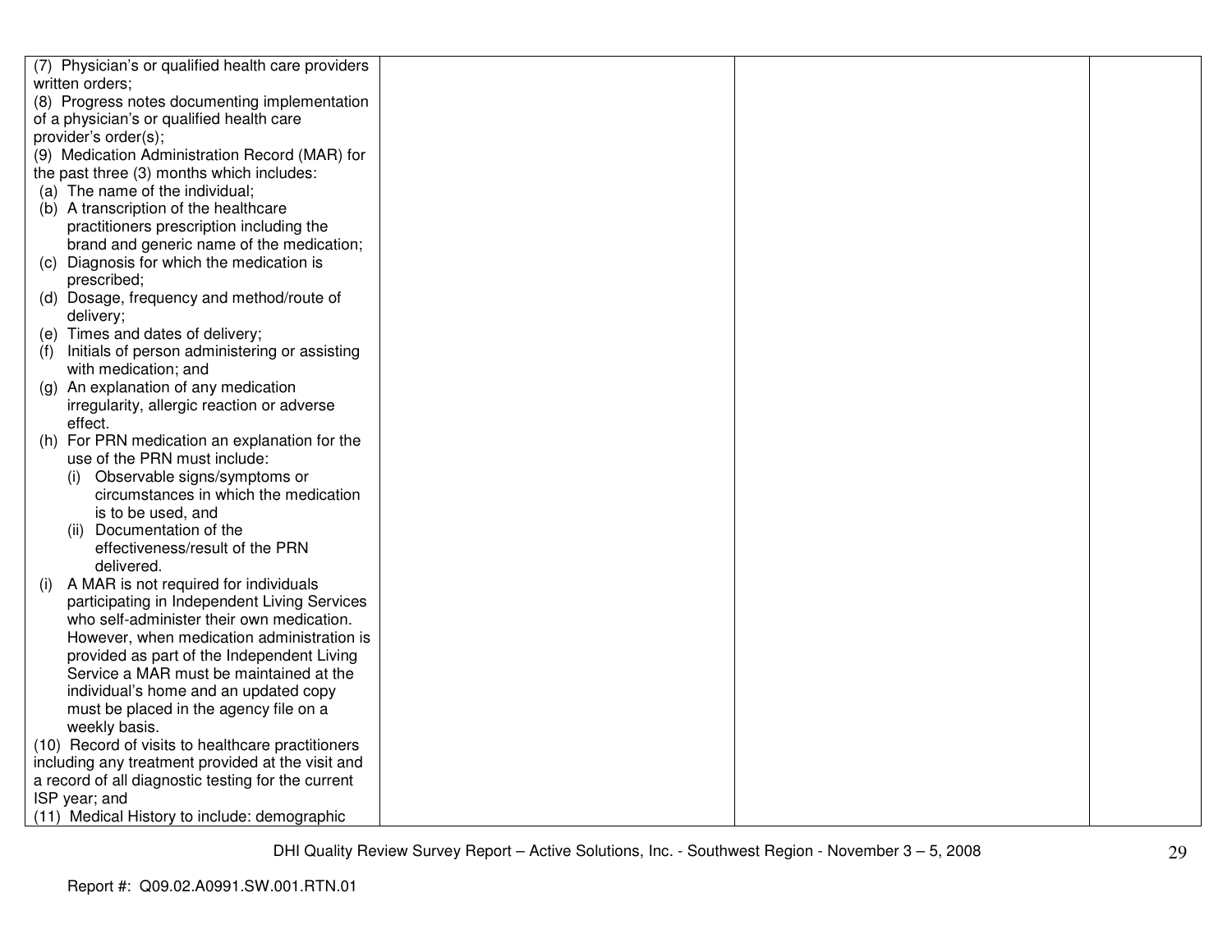| | | | |
|---|---|---|---|
| (7) Physician's or qualified health care providers written orders;<br>(8) Progress notes documenting implementation of a physician's or qualified health care provider's order(s);<br>(9) Medication Administration Record (MAR) for the past three (3) months which includes:<br>(a) The name of the individual;<br>(b) A transcription of the healthcare practitioners prescription including the brand and generic name of the medication;<br>(c) Diagnosis for which the medication is prescribed;<br>(d) Dosage, frequency and method/route of delivery;<br>(e) Times and dates of delivery;<br>(f) Initials of person administering or assisting with medication; and<br>(g) An explanation of any medication irregularity, allergic reaction or adverse effect.<br>(h) For PRN medication an explanation for the use of the PRN must include:<br>(i) Observable signs/symptoms or circumstances in which the medication is to be used, and<br>(ii) Documentation of the effectiveness/result of the PRN delivered.<br>(i) A MAR is not required for individuals participating in Independent Living Services who self-administer their own medication. However, when medication administration is provided as part of the Independent Living Service a MAR must be maintained at the individual's home and an updated copy must be placed in the agency file on a weekly basis.<br>(10) Record of visits to healthcare practitioners including any treatment provided at the visit and a record of all diagnostic testing for the current ISP year; and<br>(11) Medical History to include: demographic | | | |

DHI Quality Review Survey Report – Active Solutions, Inc. - Southwest Region - November 3 – 5, 2008

Report #: Q09.02.A0991.SW.001.RTN.01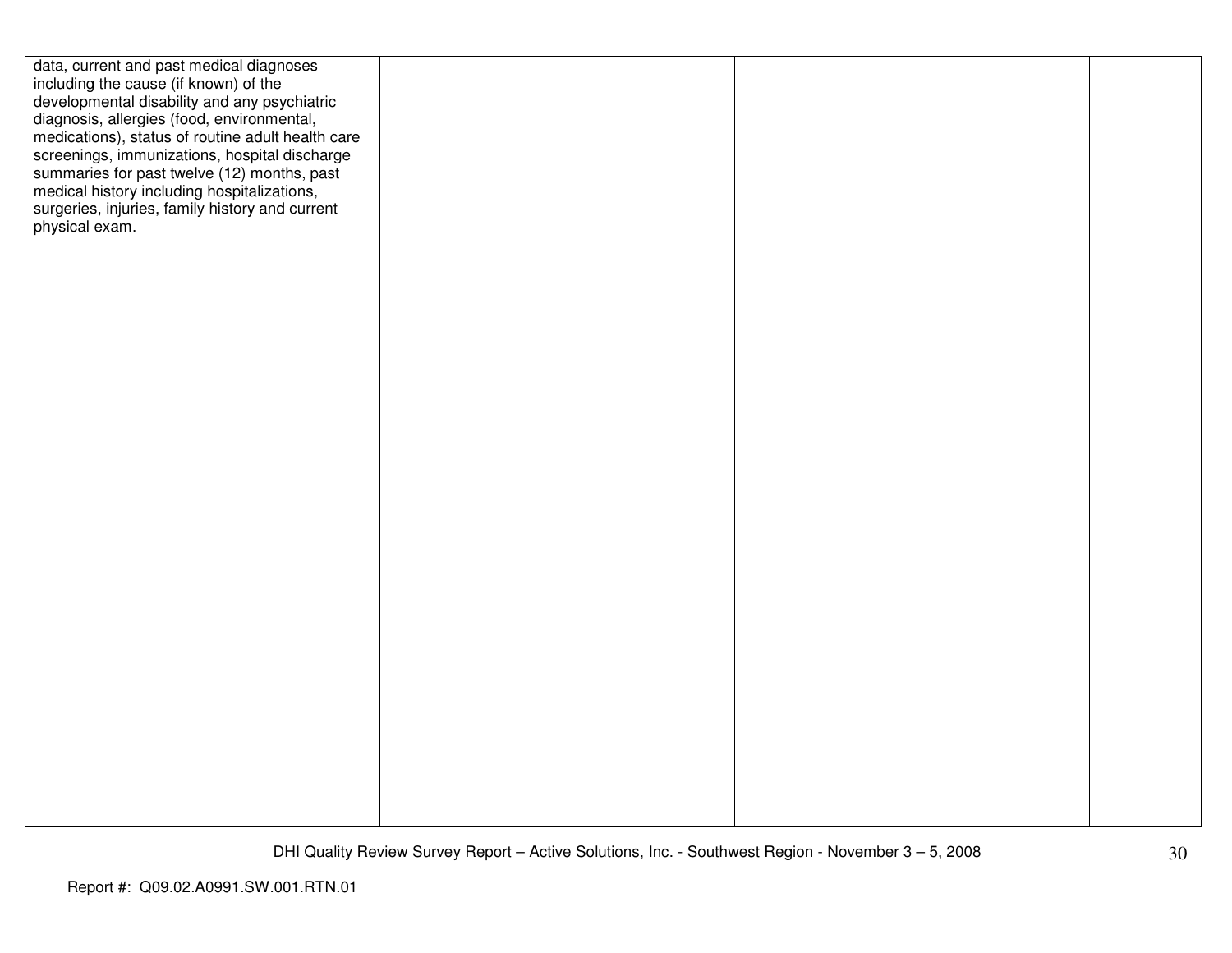| | | | |
|---|---|---|---|
| data, current and past medical diagnoses including the cause (if known) of the developmental disability and any psychiatric diagnosis, allergies (food, environmental, medications), status of routine adult health care screenings, immunizations, hospital discharge summaries for past twelve (12) months, past medical history including hospitalizations, surgeries, injuries, family history and current physical exam. | | | |

Report #: Q09.02.A0991.SW.001.RTN.01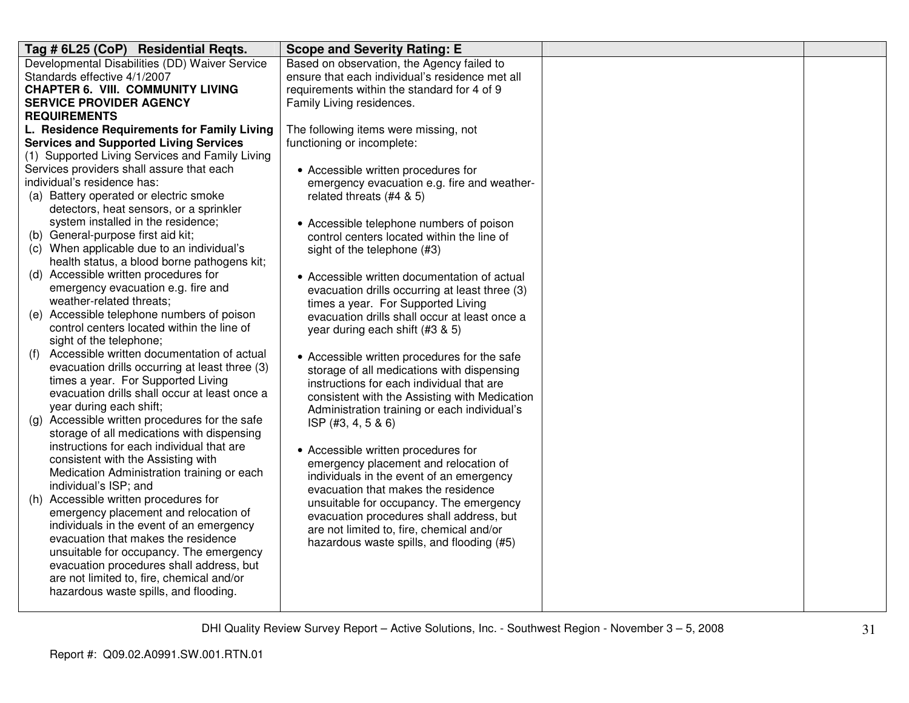| Tag # 6L25 (CoP) Residential Reqts. | Scope and Severity Rating: E | | |
|---|---|---|---|
| Developmental Disabilities (DD) Waiver Service Standards effective 4/1/2007<br>**CHAPTER 6. VIII. COMMUNITY LIVING SERVICE PROVIDER AGENCY REQUIREMENTS**<br>**L. Residence Requirements for Family Living Services and Supported Living Services**<br>(1) Supported Living Services and Family Living Services providers shall assure that each individual's residence has:<br>(a) Battery operated or electric smoke detectors, heat sensors, or a sprinkler system installed in the residence;<br>(b) General-purpose first aid kit;<br>(c) When applicable due to an individual's health status, a blood borne pathogens kit;<br>(d) Accessible written procedures for emergency evacuation e.g. fire and weather-related threats;<br>(e) Accessible telephone numbers of poison control centers located within the line of sight of the telephone;<br>(f) Accessible written documentation of actual evacuation drills occurring at least three (3) times a year. For Supported Living evacuation drills shall occur at least once a year during each shift;<br>(g) Accessible written procedures for the safe storage of all medications with dispensing instructions for each individual that are consistent with the Assisting with Medication Administration training or each individual's ISP; and<br>(h) Accessible written procedures for emergency placement and relocation of individuals in the event of an emergency evacuation that makes the residence unsuitable for occupancy. The emergency evacuation procedures shall address, but are not limited to, fire, chemical and/or hazardous waste spills, and flooding. | Based on observation, the Agency failed to ensure that each individual's residence met all requirements within the standard for 4 of 9 Family Living residences.<br><br>The following items were missing, not functioning or incomplete:<br><br>• Accessible written procedures for emergency evacuation e.g. fire and weather-related threats (#4 & 5)<br><br>• Accessible telephone numbers of poison control centers located within the line of sight of the telephone (#3)<br><br>• Accessible written documentation of actual evacuation drills occurring at least three (3) times a year. For Supported Living evacuation drills shall occur at least once a year during each shift (#3 & 5)<br><br>• Accessible written procedures for the safe storage of all medications with dispensing instructions for each individual that are consistent with the Assisting with Medication Administration training or each individual's ISP (#3, 4, 5 & 6)<br><br>• Accessible written procedures for emergency placement and relocation of individuals in the event of an emergency evacuation that makes the residence unsuitable for occupancy. The emergency evacuation procedures shall address, but are not limited to, fire, chemical and/or hazardous waste spills, and flooding (#5) | | |

Report #: Q09.02.A0991.SW.001.RTN.01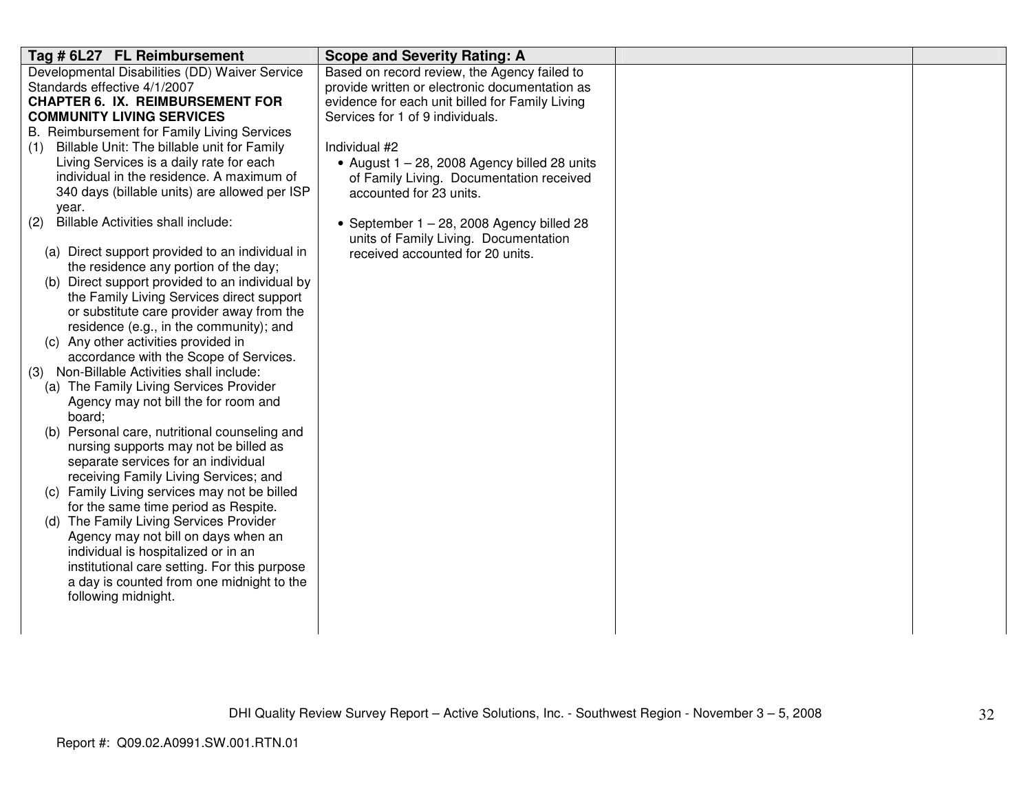| Tag # 6L27 FL Reimbursement | Scope and Severity Rating: A | | |
|---|---|---|---|
| Developmental Disabilities (DD) Waiver Service Standards effective 4/1/2007<br>**CHAPTER 6. IX. REIMBURSEMENT FOR COMMUNITY LIVING SERVICES**<br>B. Reimbursement for Family Living Services<br>(1) Billable Unit: The billable unit for Family Living Services is a daily rate for each individual in the residence. A maximum of 340 days (billable units) are allowed per ISP year.<br>(2) Billable Activities shall include:<br>(a) Direct support provided to an individual in the residence any portion of the day;<br>(b) Direct support provided to an individual by the Family Living Services direct support or substitute care provider away from the residence (e.g., in the community); and<br>(c) Any other activities provided in accordance with the Scope of Services.<br>(3) Non-Billable Activities shall include:<br>(a) The Family Living Services Provider Agency may not bill the for room and board;<br>(b) Personal care, nutritional counseling and nursing supports may not be billed as separate services for an individual receiving Family Living Services; and<br>(c) Family Living services may not be billed for the same time period as Respite.<br>(d) The Family Living Services Provider Agency may not bill on days when an individual is hospitalized or in an institutional care setting. For this purpose a day is counted from one midnight to the following midnight. | Based on record review, the Agency failed to provide written or electronic documentation as evidence for each unit billed for Family Living Services for 1 of 9 individuals.<br><br>Individual #2<br>• August 1 – 28, 2008 Agency billed 28 units of Family Living. Documentation received accounted for 23 units.<br><br>• September 1 – 28, 2008 Agency billed 28 units of Family Living. Documentation received accounted for 20 units. | | |